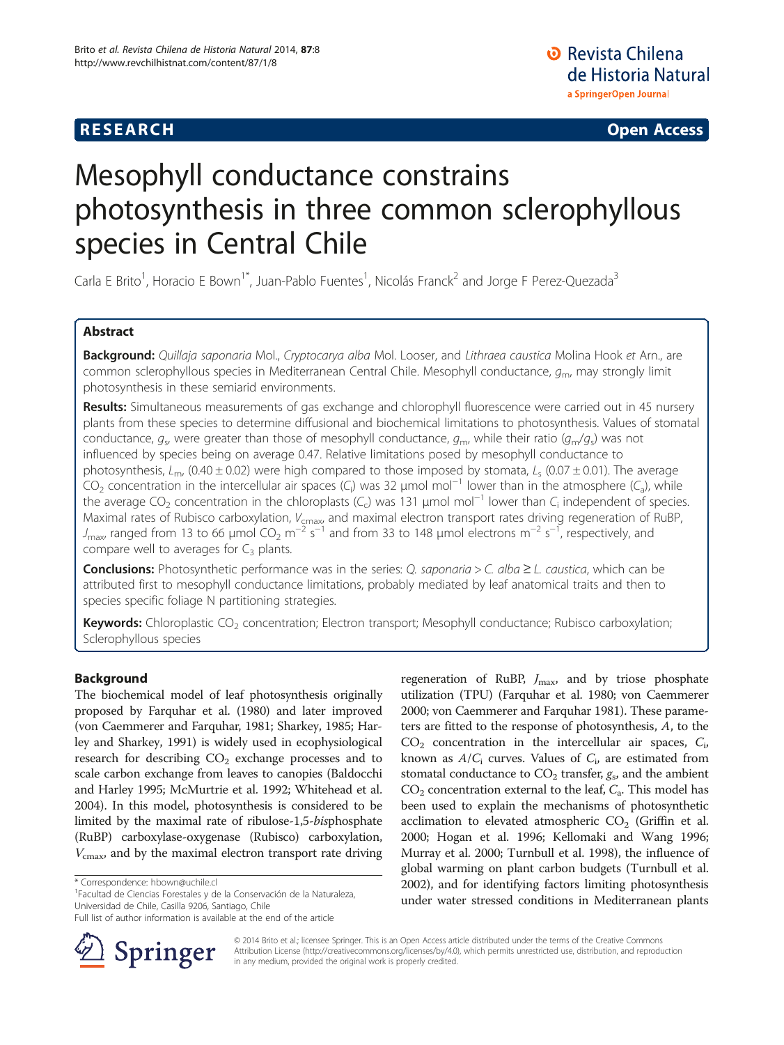**RESEARCH** **Open Access**

# Mesophyll conductance constrains photosynthesis in three common sclerophyllous species in Central Chile

Carla E Brito[1], Horacio E Bown[1*], Juan-Pablo Fuentes[1], Nicolás Franck[2] and Jorge F Perez-Quezada[3]

## Abstract

**Background:** *Quillaja saponaria* Mol., *Cryptocarya alba* Mol. Looser, and *Lithraea caustica* Molina Hook *et* Arn., are common sclerophyllous species in Mediterranean Central Chile. Mesophyll conductance, $g_m$, may strongly limit photosynthesis in these semiarid environments.

**Results:** Simultaneous measurements of gas exchange and chlorophyll fluorescence were carried out in 45 nursery plants from these species to determine diffusional and biochemical limitations to photosynthesis. Values of stomatal conductance, $g_s$, were greater than those of mesophyll conductance, $g_m$, while their ratio ($g_m/g_s$) was not influenced by species being on average 0.47. Relative limitations posed by mesophyll conductance to photosynthesis, $L_m$, (0.40 ± 0.02) were high compared to those imposed by stomata, $L_s$ (0.07 ± 0.01). The average $CO_2$ concentration in the intercellular air spaces ($C_i$) was 32 µmol mol$^{-1}$ lower than in the atmosphere ($C_a$), while the average $CO_2$ concentration in the chloroplasts ($C_c$) was 131 µmol mol$^{-1}$ lower than $C_i$ independent of species. Maximal rates of Rubisco carboxylation, $V_{cmax}$, and maximal electron transport rates driving regeneration of RuBP, $J_{max}$, ranged from 13 to 66 µmol $CO_2$ m$^{-2}$ s$^{-1}$ and from 33 to 148 µmol electrons m$^{-2}$ s$^{-1}$, respectively, and compare well to averages for $C_3$ plants.

**Conclusions:** Photosynthetic performance was in the series: *Q. saponaria* > *C. alba* ≥ *L. caustica*, which can be attributed first to mesophyll conductance limitations, probably mediated by leaf anatomical traits and then to species specific foliage N partitioning strategies.

**Keywords:** Chloroplastic $CO_2$ concentration; Electron transport; Mesophyll conductance; Rubisco carboxylation; Sclerophyllous species

## Background

The biochemical model of leaf photosynthesis originally proposed by Farquhar et al. (1980) and later improved (von Caemmerer and Farquhar, 1981; Sharkey, 1985; Harley and Sharkey, 1991) is widely used in ecophysiological research for describing $CO_2$ exchange processes and to scale carbon exchange from leaves to canopies (Baldocchi and Harley 1995; McMurtrie et al. 1992; Whitehead et al. 2004). In this model, photosynthesis is considered to be limited by the maximal rate of ribulose-1,5-*bis*phosphate (RuBP) carboxylase-oxygenase (Rubisco) carboxylation, $V_{cmax}$, and by the maximal electron transport rate driving regeneration of RuBP, $J_{max}$, and by triose phosphate utilization (TPU) (Farquhar et al. 1980; von Caemmerer 2000; von Caemmerer and Farquhar 1981). These parameters are fitted to the response of photosynthesis, $A$, to the $CO_2$ concentration in the intercellular air spaces, $C_i$, known as $A/C_i$ curves. Values of $C_i$, are estimated from stomatal conductance to $CO_2$ transfer, $g_s$, and the ambient $CO_2$ concentration external to the leaf, $C_a$. This model has been used to explain the mechanisms of photosynthetic acclimation to elevated atmospheric $CO_2$ (Griffin et al. 2000; Hogan et al. 1996; Kellomaki and Wang 1996; Murray et al. 2000; Turnbull et al. 1998), the influence of global warming on plant carbon budgets (Turnbull et al. 2002), and for identifying factors limiting photosynthesis under water stressed conditions in Mediterranean plants

\* Correspondence: hbown@uchile.cl
[1]Facultad de Ciencias Forestales y de la Conservación de la Naturaleza, Universidad de Chile, Casilla 9206, Santiago, Chile
Full list of author information is available at the end of the article

© 2014 Brito et al.; licensee Springer. This is an Open Access article distributed under the terms of the Creative Commons Attribution License (http://creativecommons.org/licenses/by/4.0), which permits unrestricted use, distribution, and reproduction in any medium, provided the original work is properly credited.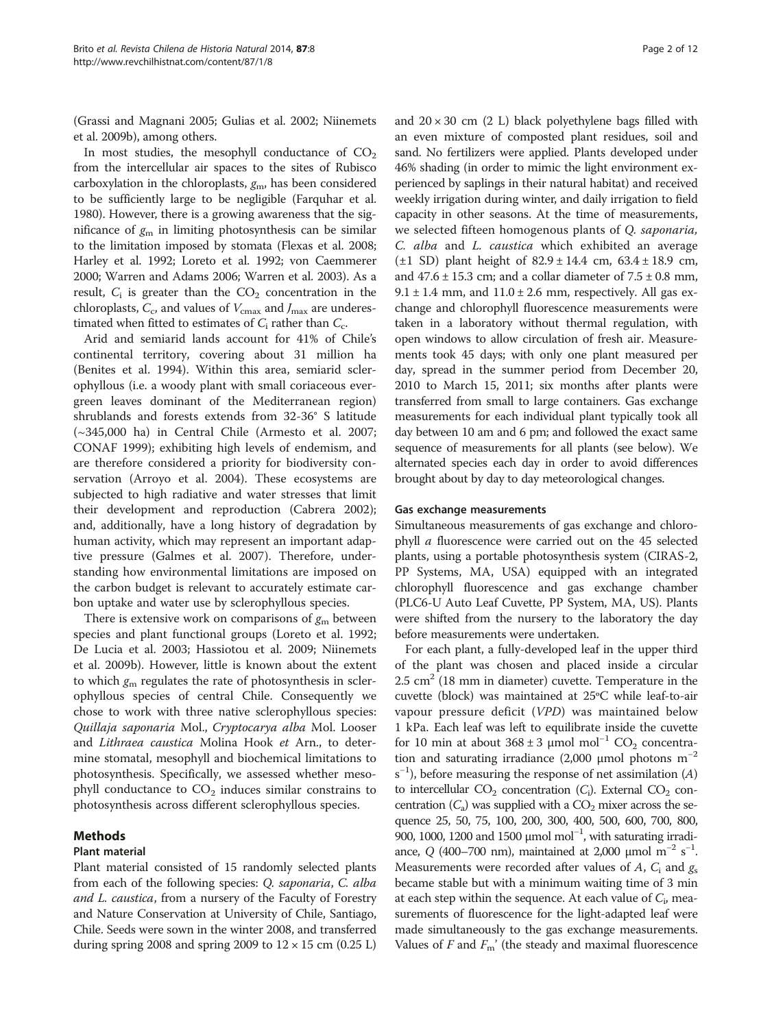(Grassi and Magnani 2005; Gulias et al. 2002; Niinemets et al. 2009b), among others.

In most studies, the mesophyll conductance of $CO_2$ from the intercellular air spaces to the sites of Rubisco carboxylation in the chloroplasts, $g_m$, has been considered to be sufficiently large to be negligible (Farquhar et al. 1980). However, there is a growing awareness that the significance of $g_m$ in limiting photosynthesis can be similar to the limitation imposed by stomata (Flexas et al. 2008; Harley et al. 1992; Loreto et al. 1992; von Caemmerer 2000; Warren and Adams 2006; Warren et al. 2003). As a result, $C_i$ is greater than the $CO_2$ concentration in the chloroplasts, $C_c$, and values of $V_{cmax}$ and $J_{max}$ are underestimated when fitted to estimates of $C_i$ rather than $C_c$.

Arid and semiarid lands account for 41% of Chile's continental territory, covering about 31 million ha (Benites et al. 1994). Within this area, semiarid sclerophyllous (i.e. a woody plant with small coriaceous evergreen leaves dominant of the Mediterranean region) shrublands and forests extends from 32-36° S latitude (~345,000 ha) in Central Chile (Armesto et al. 2007; CONAF 1999); exhibiting high levels of endemism, and are therefore considered a priority for biodiversity conservation (Arroyo et al. 2004). These ecosystems are subjected to high radiative and water stresses that limit their development and reproduction (Cabrera 2002); and, additionally, have a long history of degradation by human activity, which may represent an important adaptive pressure (Galmes et al. 2007). Therefore, understanding how environmental limitations are imposed on the carbon budget is relevant to accurately estimate carbon uptake and water use by sclerophyllous species.

There is extensive work on comparisons of $g_m$ between species and plant functional groups (Loreto et al. 1992; De Lucia et al. 2003; Hassiotou et al. 2009; Niinemets et al. 2009b). However, little is known about the extent to which $g_m$ regulates the rate of photosynthesis in sclerophyllous species of central Chile. Consequently we chose to work with three native sclerophyllous species: *Quillaja saponaria* Mol., *Cryptocarya alba* Mol. Looser and *Lithraea caustica* Molina Hook *et* Arn., to determine stomatal, mesophyll and biochemical limitations to photosynthesis. Specifically, we assessed whether mesophyll conductance to $CO_2$ induces similar constrains to photosynthesis across different sclerophyllous species.

## Methods

### Plant material

Plant material consisted of 15 randomly selected plants from each of the following species: *Q. saponaria*, *C. alba and L. caustica*, from a nursery of the Faculty of Forestry and Nature Conservation at University of Chile, Santiago, Chile. Seeds were sown in the winter 2008, and transferred during spring 2008 and spring 2009 to 12 × 15 cm (0.25 L) and 20 × 30 cm (2 L) black polyethylene bags filled with an even mixture of composted plant residues, soil and sand. No fertilizers were applied. Plants developed under 46% shading (in order to mimic the light environment experienced by saplings in their natural habitat) and received weekly irrigation during winter, and daily irrigation to field capacity in other seasons. At the time of measurements, we selected fifteen homogenous plants of *Q. saponaria, C. alba* and *L. caustica* which exhibited an average (±1 SD) plant height of 82.9 ± 14.4 cm, 63.4 ± 18.9 cm, and 47.6 ± 15.3 cm; and a collar diameter of 7.5 ± 0.8 mm, 9.1 ± 1.4 mm, and 11.0 ± 2.6 mm, respectively. All gas exchange and chlorophyll fluorescence measurements were taken in a laboratory without thermal regulation, with open windows to allow circulation of fresh air. Measurements took 45 days; with only one plant measured per day, spread in the summer period from December 20, 2010 to March 15, 2011; six months after plants were transferred from small to large containers. Gas exchange measurements for each individual plant typically took all day between 10 am and 6 pm; and followed the exact same sequence of measurements for all plants (see below). We alternated species each day in order to avoid differences brought about by day to day meteorological changes.

### Gas exchange measurements

Simultaneous measurements of gas exchange and chlorophyll *a* fluorescence were carried out on the 45 selected plants, using a portable photosynthesis system (CIRAS-2, PP Systems, MA, USA) equipped with an integrated chlorophyll fluorescence and gas exchange chamber (PLC6-U Auto Leaf Cuvette, PP System, MA, US). Plants were shifted from the nursery to the laboratory the day before measurements were undertaken.

For each plant, a fully-developed leaf in the upper third of the plant was chosen and placed inside a circular 2.5 $cm^2$ (18 mm in diameter) cuvette. Temperature in the cuvette (block) was maintained at 25°C while leaf-to-air vapour pressure deficit (*VPD*) was maintained below 1 kPa. Each leaf was left to equilibrate inside the cuvette for 10 min at about 368 ± 3 μmol $mol^{-1}$ $CO_2$ concentration and saturating irradiance (2,000 μmol photons $m^{-2}$ $s^{-1}$), before measuring the response of net assimilation ($A$) to intercellular $CO_2$ concentration ($C_i$). External $CO_2$ concentration ($C_a$) was supplied with a $CO_2$ mixer across the sequence 25, 50, 75, 100, 200, 300, 400, 500, 600, 700, 800, 900, 1000, 1200 and 1500 μmol $mol^{-1}$, with saturating irradiance, $Q$ (400–700 nm), maintained at 2,000 μmol $m^{-2}$ $s^{-1}$. Measurements were recorded after values of $A$, $C_i$ and $g_s$ became stable but with a minimum waiting time of 3 min at each step within the sequence. At each value of $C_i$, measurements of fluorescence for the light-adapted leaf were made simultaneously to the gas exchange measurements. Values of $F$ and $F_m$' (the steady and maximal fluorescence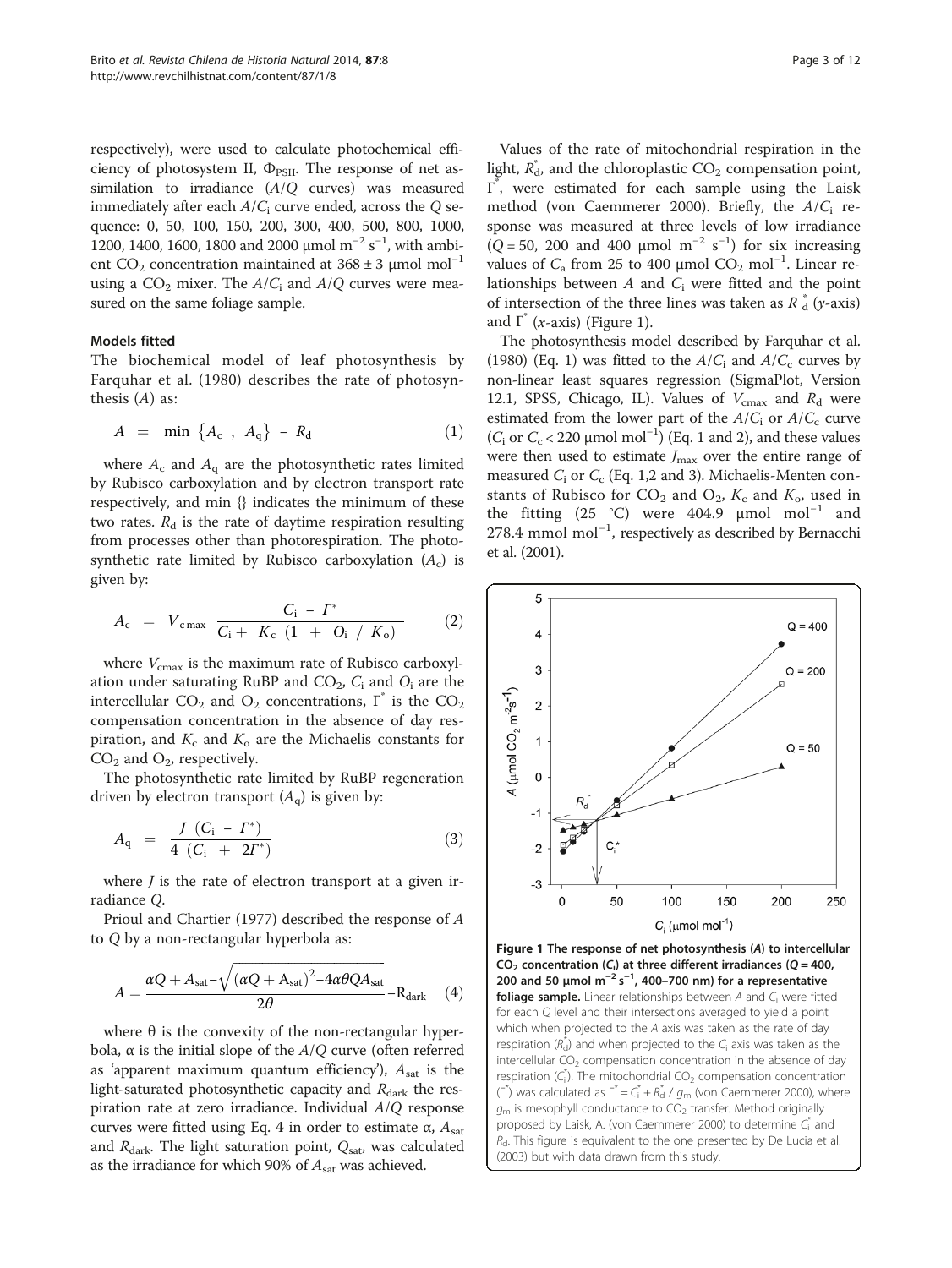respectively), were used to calculate photochemical efficiency of photosystem II, $\Phi_{PSII}$. The response of net assimilation to irradiance ($A/Q$ curves) was measured immediately after each $A/C_i$ curve ended, across the $Q$ sequence: 0, 50, 100, 150, 200, 300, 400, 500, 800, 1000, 1200, 1400, 1600, 1800 and 2000 μmol $m^{-2}$ $s^{-1}$, with ambient $CO_2$ concentration maintained at 368 ± 3 μmol $mol^{-1}$ using a $CO_2$ mixer. The $A/C_i$ and $A/Q$ curves were measured on the same foliage sample.

#### Models fitted

The biochemical model of leaf photosynthesis by Farquhar et al. (1980) describes the rate of photosynthesis ($A$) as:

$$A = \min \{A_c\ ,\ A_q\} - R_d \tag{1}$$

where $A_c$ and $A_q$ are the photosynthetic rates limited by Rubisco carboxylation and by electron transport rate respectively, and min {} indicates the minimum of these two rates. $R_d$ is the rate of daytime respiration resulting from processes other than photorespiration. The photosynthetic rate limited by Rubisco carboxylation ($A_c$) is given by:

$$A_c = V_{c\max} \frac{C_i - \Gamma^*}{C_i + K_c (1 + O_i / K_o)} \tag{2}$$

where $V_{cmax}$ is the maximum rate of Rubisco carboxylation under saturating RuBP and $CO_2$, $C_i$ and $O_i$ are the intercellular $CO_2$ and $O_2$ concentrations, $\Gamma^*$ is the $CO_2$ compensation concentration in the absence of day respiration, and $K_c$ and $K_o$ are the Michaelis constants for $CO_2$ and $O_2$, respectively.

The photosynthetic rate limited by RuBP regeneration driven by electron transport ($A_q$) is given by:

$$A_q = \frac{J\ (C_i - \Gamma^*)}{4\ (C_i + 2\Gamma^*)} \tag{3}$$

where $J$ is the rate of electron transport at a given irradiance $Q$.

Prioul and Chartier (1977) described the response of $A$ to $Q$ by a non-rectangular hyperbola as:

$$A = \frac{\alpha Q + A_{sat} - \sqrt{(\alpha Q + A_{sat})^2 - 4\alpha\theta Q A_{sat}}}{2\theta} - R_{dark} \tag{4}$$

where θ is the convexity of the non-rectangular hyperbola, α is the initial slope of the $A/Q$ curve (often referred as 'apparent maximum quantum efficiency'), $A_{sat}$ is the light-saturated photosynthetic capacity and $R_{dark}$ the respiration rate at zero irradiance. Individual $A/Q$ response curves were fitted using Eq. 4 in order to estimate α, $A_{sat}$ and $R_{dark}$. The light saturation point, $Q_{sat}$, was calculated as the irradiance for which 90% of $A_{sat}$ was achieved.

Values of the rate of mitochondrial respiration in the light, $R_d^*$, and the chloroplastic $CO_2$ compensation point, $\Gamma^*$, were estimated for each sample using the Laisk method (von Caemmerer 2000). Briefly, the $A/C_i$ response was measured at three levels of low irradiance ($Q$ = 50, 200 and 400 μmol $m^{-2}$ $s^{-1}$) for six increasing values of $C_a$ from 25 to 400 μmol $CO_2$ $mol^{-1}$. Linear relationships between $A$ and $C_i$ were fitted and the point of intersection of the three lines was taken as $R_d^*$ ($y$-axis) and $\Gamma^*$ ($x$-axis) (Figure 1).

The photosynthesis model described by Farquhar et al. (1980) (Eq. 1) was fitted to the $A/C_i$ and $A/C_c$ curves by non-linear least squares regression (SigmaPlot, Version 12.1, SPSS, Chicago, IL). Values of $V_{cmax}$ and $R_d$ were estimated from the lower part of the $A/C_i$ or $A/C_c$ curve ($C_i$ or $C_c$ < 220 μmol $mol^{-1}$) (Eq. 1 and 2), and these values were then used to estimate $J_{max}$ over the entire range of measured $C_i$ or $C_c$ (Eq. 1,2 and 3). Michaelis-Menten constants of Rubisco for $CO_2$ and $O_2$, $K_c$ and $K_o$, used in the fitting (25 °C) were 404.9 μmol $mol^{-1}$ and 278.4 mmol $mol^{-1}$, respectively as described by Bernacchi et al. (2001).

**Figure 1 The response of net photosynthesis ($A$) to intercellular $CO_2$ concentration ($C_i$) at three different irradiances ($Q$ = 400, 200 and 50 μmol $m^{-2}$ $s^{-1}$, 400–700 nm) for a representative foliage sample.** Linear relationships between $A$ and $C_i$ were fitted for each $Q$ level and their intersections averaged to yield a point which when projected to the $A$ axis was taken as the rate of day respiration ($R_d^*$) and when projected to the $C_i$ axis was taken as the intercellular $CO_2$ compensation concentration in the absence of day respiration ($C_i^*$). The mitochondrial $CO_2$ compensation concentration ($\Gamma^*$) was calculated as $\Gamma^* = C_i^* + R_d^* / g_m$ (von Caemmerer 2000), where $g_m$ is mesophyll conductance to $CO_2$ transfer. Method originally proposed by Laisk, A. (von Caemmerer 2000) to determine $C_i^*$ and $R_d$. This figure is equivalent to the one presented by De Lucia et al. (2003) but with data drawn from this study.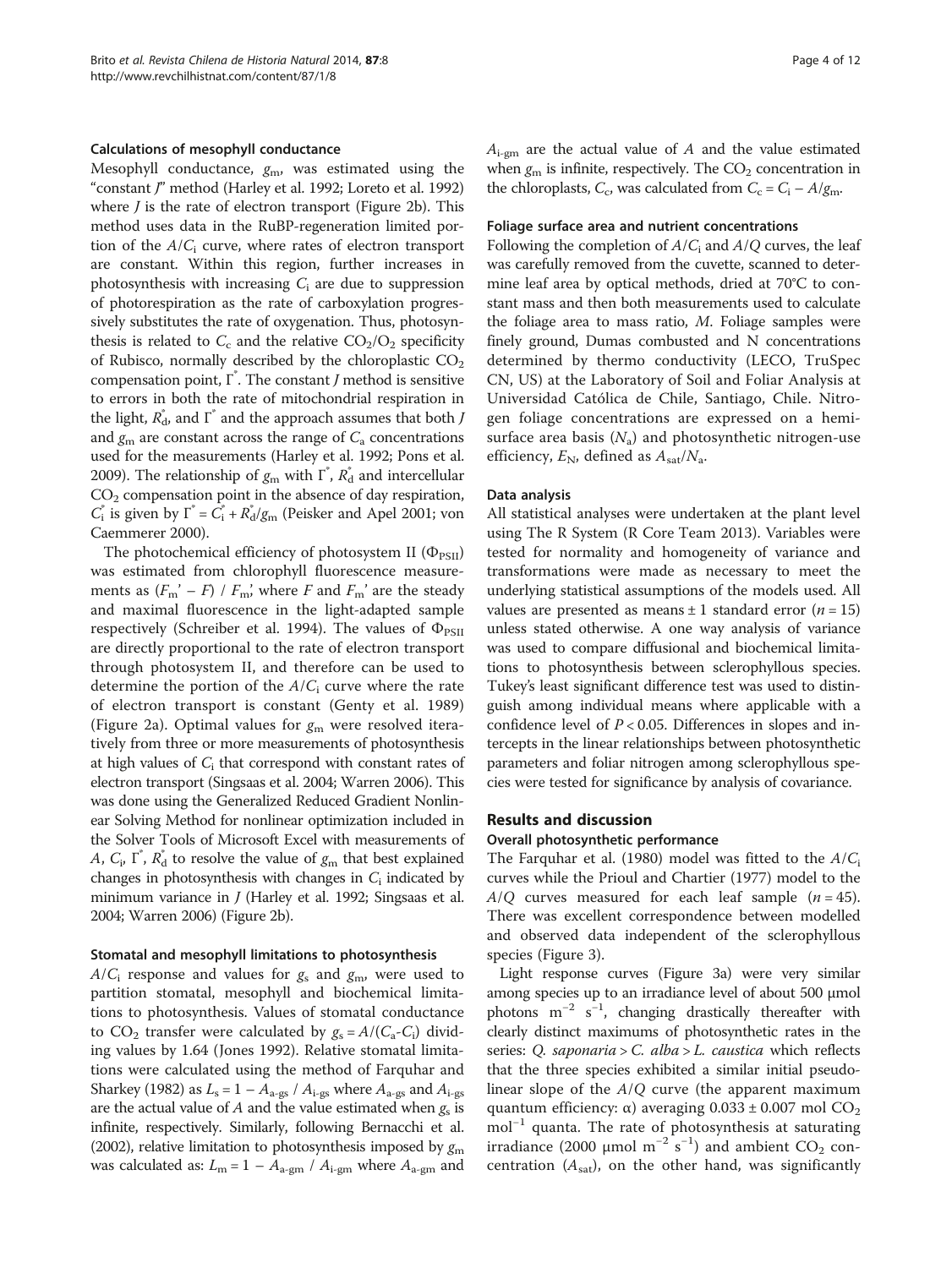#### Calculations of mesophyll conductance

Mesophyll conductance, $g_m$, was estimated using the "constant *J*" method (Harley et al. 1992; Loreto et al. 1992) where *J* is the rate of electron transport (Figure 2b). This method uses data in the RuBP-regeneration limited portion of the $A/C_i$ curve, where rates of electron transport are constant. Within this region, further increases in photosynthesis with increasing $C_i$ are due to suppression of photorespiration as the rate of carboxylation progressively substitutes the rate of oxygenation. Thus, photosynthesis is related to $C_c$ and the relative $CO_2/O_2$ specificity of Rubisco, normally described by the chloroplastic $CO_2$ compensation point, $\Gamma^*$. The constant *J* method is sensitive to errors in both the rate of mitochondrial respiration in the light, $R_d^*$, and $\Gamma^*$ and the approach assumes that both *J* and $g_m$ are constant across the range of $C_a$ concentrations used for the measurements (Harley et al. 1992; Pons et al. 2009). The relationship of $g_m$ with $\Gamma^*$, $R_d^*$ and intercellular $CO_2$ compensation point in the absence of day respiration, $C_i^*$ is given by $\Gamma^* = C_i^* + R_d^*/g_m$ (Peisker and Apel 2001; von Caemmerer 2000).

The photochemical efficiency of photosystem II ($\Phi_{PSII}$) was estimated from chlorophyll fluorescence measurements as $(F_m' - F) / F_m'$, where *F* and $F_m'$ are the steady and maximal fluorescence in the light-adapted sample respectively (Schreiber et al. 1994). The values of $\Phi_{PSII}$ are directly proportional to the rate of electron transport through photosystem II, and therefore can be used to determine the portion of the $A/C_i$ curve where the rate of electron transport is constant (Genty et al. 1989) (Figure 2a). Optimal values for $g_m$ were resolved iteratively from three or more measurements of photosynthesis at high values of $C_i$ that correspond with constant rates of electron transport (Singsaas et al. 2004; Warren 2006). This was done using the Generalized Reduced Gradient Nonlinear Solving Method for nonlinear optimization included in the Solver Tools of Microsoft Excel with measurements of *A*, $C_i$, $\Gamma^*$, $R_d^*$ to resolve the value of $g_m$ that best explained changes in photosynthesis with changes in $C_i$ indicated by minimum variance in *J* (Harley et al. 1992; Singsaas et al. 2004; Warren 2006) (Figure 2b).

#### Stomatal and mesophyll limitations to photosynthesis

$A/C_i$ response and values for $g_s$ and $g_m$ were used to partition stomatal, mesophyll and biochemical limitations to photosynthesis. Values of stomatal conductance to $CO_2$ transfer were calculated by $g_s = A/(C_a - C_i)$ dividing values by 1.64 (Jones 1992). Relative stomatal limitations were calculated using the method of Farquhar and Sharkey (1982) as $L_s = 1 - A_{a\text{-}gs} / A_{i\text{-}gs}$ where $A_{a\text{-}gs}$ and $A_{i\text{-}gs}$ are the actual value of *A* and the value estimated when $g_s$ is infinite, respectively. Similarly, following Bernacchi et al. (2002), relative limitation to photosynthesis imposed by $g_m$ was calculated as: $L_m = 1 - A_{a\text{-}gm} / A_{i\text{-}gm}$ where $A_{a\text{-}gm}$ and $A_{i\text{-}gm}$ are the actual value of *A* and the value estimated when $g_m$ is infinite, respectively. The $CO_2$ concentration in the chloroplasts, $C_c$, was calculated from $C_c = C_i - A/g_m$.

#### Foliage surface area and nutrient concentrations

Following the completion of $A/C_i$ and $A/Q$ curves, the leaf was carefully removed from the cuvette, scanned to determine leaf area by optical methods, dried at 70°C to constant mass and then both measurements used to calculate the foliage area to mass ratio, *M*. Foliage samples were finely ground, Dumas combusted and N concentrations determined by thermo conductivity (LECO, TruSpec CN, US) at the Laboratory of Soil and Foliar Analysis at Universidad Católica de Chile, Santiago, Chile. Nitrogen foliage concentrations are expressed on a hemi-surface area basis ($N_a$) and photosynthetic nitrogen-use efficiency, $E_N$, defined as $A_{sat}/N_a$.

#### Data analysis

All statistical analyses were undertaken at the plant level using The R System (R Core Team 2013). Variables were tested for normality and homogeneity of variance and transformations were made as necessary to meet the underlying statistical assumptions of the models used. All values are presented as means ± 1 standard error ($n = 15$) unless stated otherwise. A one way analysis of variance was used to compare diffusional and biochemical limitations to photosynthesis between sclerophyllous species. Tukey's least significant difference test was used to distinguish among individual means where applicable with a confidence level of $P < 0.05$. Differences in slopes and intercepts in the linear relationships between photosynthetic parameters and foliar nitrogen among sclerophyllous species were tested for significance by analysis of covariance.

## Results and discussion

#### Overall photosynthetic performance

The Farquhar et al. (1980) model was fitted to the $A/C_i$ curves while the Prioul and Chartier (1977) model to the $A/Q$ curves measured for each leaf sample ($n = 45$). There was excellent correspondence between modelled and observed data independent of the sclerophyllous species (Figure 3).

Light response curves (Figure 3a) were very similar among species up to an irradiance level of about 500 μmol photons $m^{-2}$ $s^{-1}$, changing drastically thereafter with clearly distinct maximums of photosynthetic rates in the series: *Q. saponaria* > *C. alba* > *L. caustica* which reflects that the three species exhibited a similar initial pseudo-linear slope of the $A/Q$ curve (the apparent maximum quantum efficiency: α) averaging 0.033 ± 0.007 mol $CO_2$ $mol^{-1}$ quanta. The rate of photosynthesis at saturating irradiance (2000 μmol $m^{-2}$ $s^{-1}$) and ambient $CO_2$ concentration ($A_{sat}$), on the other hand, was significantly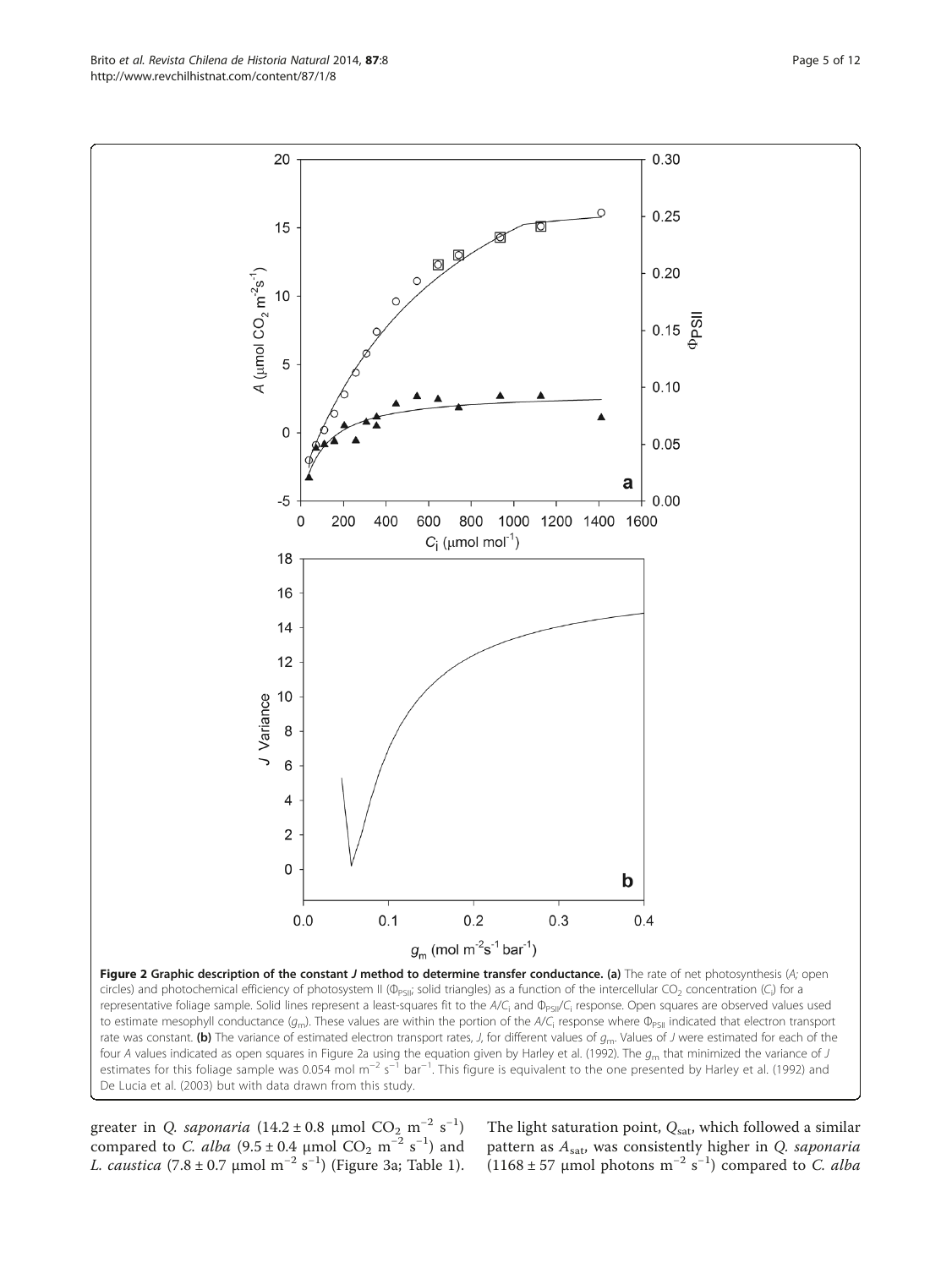**Figure 2 Graphic description of the constant *J* method to determine transfer conductance. (a)** The rate of net photosynthesis (*A*; open circles) and photochemical efficiency of photosystem II ($\Phi_{PSII}$; solid triangles) as a function of the intercellular $CO_2$ concentration ($C_i$) for a representative foliage sample. Solid lines represent a least-squares fit to the $A/C_i$ and $\Phi_{PSII}/C_i$ response. Open squares are observed values used to estimate mesophyll conductance ($g_m$). These values are within the portion of the $A/C_i$ response where $\Phi_{PSII}$ indicated that electron transport rate was constant. **(b)** The variance of estimated electron transport rates, *J*, for different values of $g_m$. Values of *J* were estimated for each of the four *A* values indicated as open squares in Figure 2a using the equation given by Harley et al. (1992). The $g_m$ that minimized the variance of *J* estimates for this foliage sample was 0.054 mol $m^{-2}$ $s^{-1}$ $bar^{-1}$. This figure is equivalent to the one presented by Harley et al. (1992) and De Lucia et al. (2003) but with data drawn from this study.

greater in *Q. saponaria* (14.2 ± 0.8 μmol $CO_2$ $m^{-2}$ $s^{-1}$) compared to *C. alba* (9.5 ± 0.4 μmol $CO_2$ $m^{-2}$ $s^{-1}$) and *L. caustica* (7.8 ± 0.7 μmol $m^{-2}$ $s^{-1}$) (Figure 3a; Table 1). The light saturation point, $Q_{sat}$, which followed a similar pattern as $A_{sat}$, was consistently higher in *Q. saponaria* (1168 ± 57 μmol photons $m^{-2}$ $s^{-1}$) compared to *C. alba*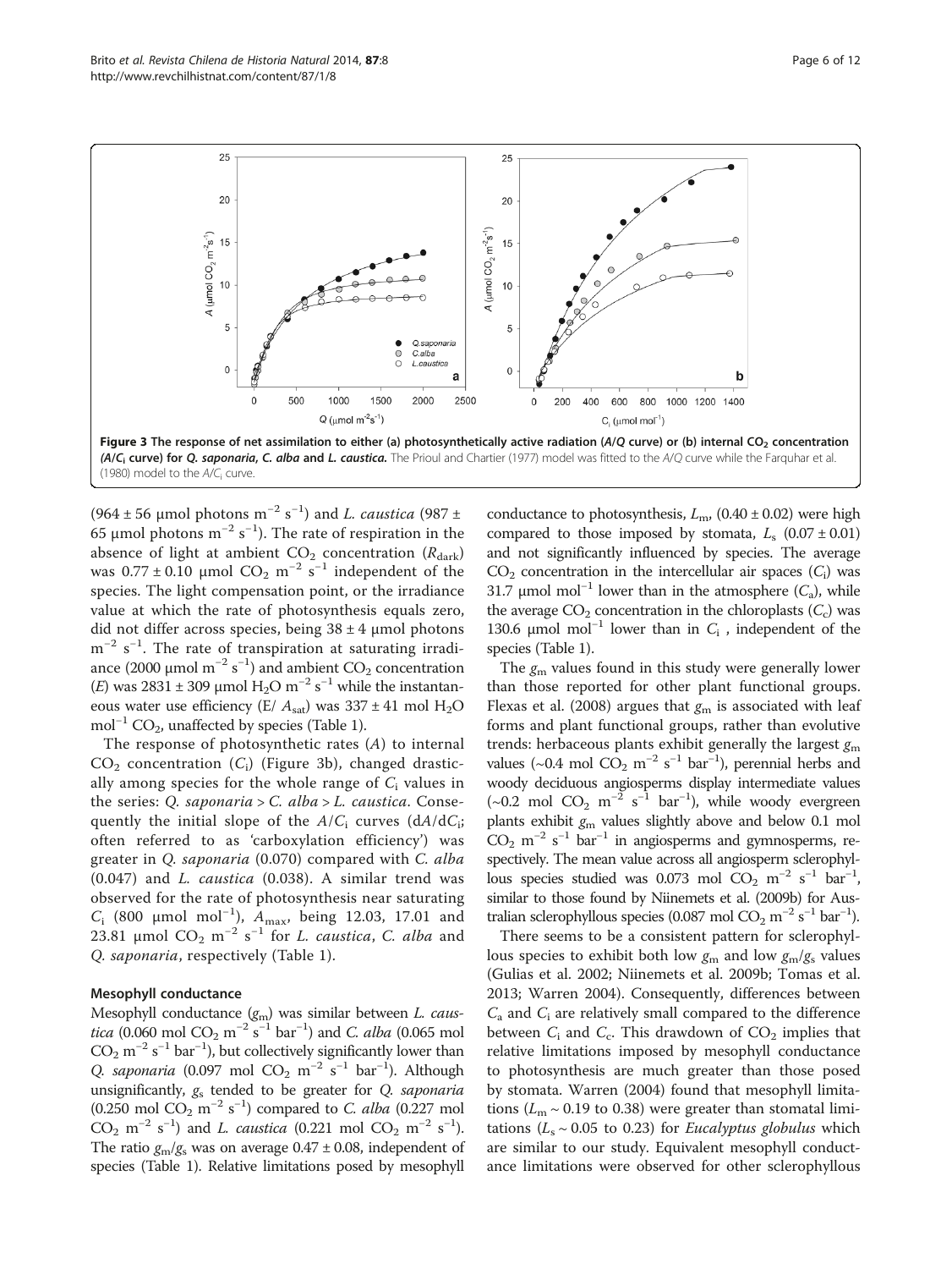**Figure 3 The response of net assimilation to either (a) photosynthetically active radiation (A/Q curve) or (b) internal $CO_2$ concentration ($A/C_i$ curve) for *Q. saponaria*, *C. alba* and *L. caustica*.** The Prioul and Chartier (1977) model was fitted to the A/Q curve while the Farquhar et al. (1980) model to the $A/C_i$ curve.

(964 ± 56 μmol photons $m^{-2}$ $s^{-1}$) and *L. caustica* (987 ± 65 μmol photons $m^{-2}$ $s^{-1}$). The rate of respiration in the absence of light at ambient $CO_2$ concentration ($R_{dark}$) was 0.77 ± 0.10 μmol $CO_2$ $m^{-2}$ $s^{-1}$ independent of the species. The light compensation point, or the irradiance value at which the rate of photosynthesis equals zero, did not differ across species, being 38 ± 4 μmol photons $m^{-2}$ $s^{-1}$. The rate of transpiration at saturating irradiance (2000 μmol $m^{-2}$ $s^{-1}$) and ambient $CO_2$ concentration ($E$) was 2831 ± 309 μmol $H_2O$ $m^{-2}$ $s^{-1}$ while the instantaneous water use efficiency ($E/A_{sat}$) was 337 ± 41 mol $H_2O$ $mol^{-1}$ $CO_2$, unaffected by species (Table 1).

The response of photosynthetic rates ($A$) to internal $CO_2$ concentration ($C_i$) (Figure 3b), changed drastically among species for the whole range of $C_i$ values in the series: *Q. saponaria* > *C. alba* > *L. caustica*. Consequently the initial slope of the $A/C_i$ curves ($dA/dC_i$; often referred to as 'carboxylation efficiency') was greater in *Q. saponaria* (0.070) compared with *C. alba* (0.047) and *L. caustica* (0.038). A similar trend was observed for the rate of photosynthesis near saturating $C_i$ (800 μmol $mol^{-1}$), $A_{max}$, being 12.03, 17.01 and 23.81 μmol $CO_2$ $m^{-2}$ $s^{-1}$ for *L. caustica*, *C. alba* and *Q. saponaria*, respectively (Table 1).

### Mesophyll conductance

Mesophyll conductance ($g_m$) was similar between *L. caustica* (0.060 mol $CO_2$ $m^{-2}$ $s^{-1}$ $bar^{-1}$) and *C. alba* (0.065 mol $CO_2$ $m^{-2}$ $s^{-1}$ $bar^{-1}$), but collectively significantly lower than *Q. saponaria* (0.097 mol $CO_2$ $m^{-2}$ $s^{-1}$ $bar^{-1}$). Although unsignificantly, $g_s$ tended to be greater for *Q. saponaria* (0.250 mol $CO_2$ $m^{-2}$ $s^{-1}$) compared to *C. alba* (0.227 mol $CO_2$ $m^{-2}$ $s^{-1}$) and *L. caustica* (0.221 mol $CO_2$ $m^{-2}$ $s^{-1}$). The ratio $g_m/g_s$ was on average 0.47 ± 0.08, independent of species (Table 1). Relative limitations posed by mesophyll conductance to photosynthesis, $L_m$, (0.40 ± 0.02) were high compared to those imposed by stomata, $L_s$ (0.07 ± 0.01) and not significantly influenced by species. The average $CO_2$ concentration in the intercellular air spaces ($C_i$) was 31.7 μmol $mol^{-1}$ lower than in the atmosphere ($C_a$), while the average $CO_2$ concentration in the chloroplasts ($C_c$) was 130.6 μmol $mol^{-1}$ lower than in $C_i$, independent of the species (Table 1).

The $g_m$ values found in this study were generally lower than those reported for other plant functional groups. Flexas et al. (2008) argues that $g_m$ is associated with leaf forms and plant functional groups, rather than evolutive trends: herbaceous plants exhibit generally the largest $g_m$ values (~0.4 mol $CO_2$ $m^{-2}$ $s^{-1}$ $bar^{-1}$), perennial herbs and woody deciduous angiosperms display intermediate values (~0.2 mol $CO_2$ $m^{-2}$ $s^{-1}$ $bar^{-1}$), while woody evergreen plants exhibit $g_m$ values slightly above and below 0.1 mol $CO_2$ $m^{-2}$ $s^{-1}$ $bar^{-1}$ in angiosperms and gymnosperms, respectively. The mean value across all angiosperm sclerophyllous species studied was 0.073 mol $CO_2$ $m^{-2}$ $s^{-1}$ $bar^{-1}$, similar to those found by Niinemets et al. (2009b) for Australian sclerophyllous species (0.087 mol $CO_2$ $m^{-2}$ $s^{-1}$ $bar^{-1}$).

There seems to be a consistent pattern for sclerophyllous species to exhibit both low $g_m$ and low $g_m/g_s$ values (Gulias et al. 2002; Niinemets et al. 2009b; Tomas et al. 2013; Warren 2004). Consequently, differences between $C_a$ and $C_i$ are relatively small compared to the difference between $C_i$ and $C_c$. This drawdown of $CO_2$ implies that relative limitations imposed by mesophyll conductance to photosynthesis are much greater than those posed by stomata. Warren (2004) found that mesophyll limitations ($L_m$ ~ 0.19 to 0.38) were greater than stomatal limitations ($L_s$ ~ 0.05 to 0.23) for *Eucalyptus globulus* which are similar to our study. Equivalent mesophyll conductance limitations were observed for other sclerophyllous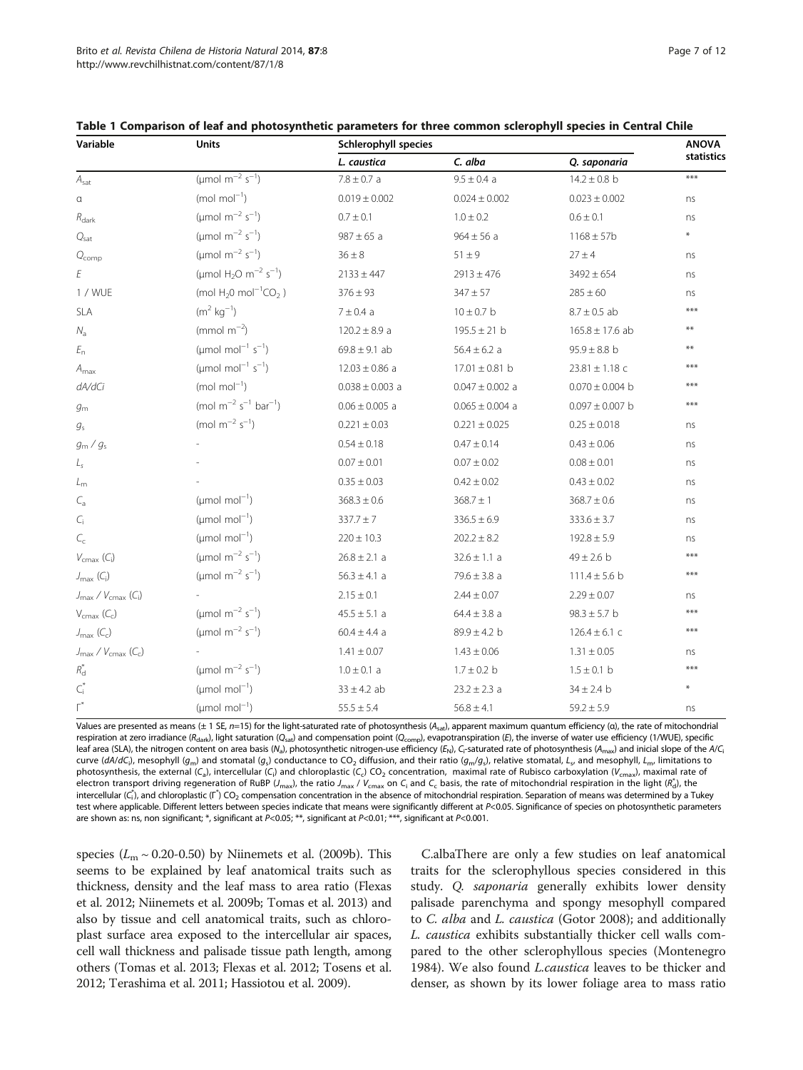**Table 1 Comparison of leaf and photosynthetic parameters for three common sclerophyll species in Central Chile**

| Variable | Units | Schlerophyll species | | | ANOVA statistics |
|---|---|---|---|---|---|
| | | *L. caustica* | *C. alba* | *Q. saponaria* | |
| $A_{sat}$ | ($\mu$mol m$^{-2}$ s$^{-1}$) | 7.8 ± 0.7 a | 9.5 ± 0.4 a | 14.2 ± 0.8 b | *** |
| α | (mol mol$^{-1}$) | 0.019 ± 0.002 | 0.024 ± 0.002 | 0.023 ± 0.002 | ns |
| $R_{dark}$ | ($\mu$mol m$^{-2}$ s$^{-1}$) | 0.7 ± 0.1 | 1.0 ± 0.2 | 0.6 ± 0.1 | ns |
| $Q_{sat}$ | ($\mu$mol m$^{-2}$ s$^{-1}$) | 987 ± 65 a | 964 ± 56 a | 1168 ± 57b | * |
| $Q_{comp}$ | ($\mu$mol m$^{-2}$ s$^{-1}$) | 36 ± 8 | 51 ± 9 | 27 ± 4 | ns |
| $E$ | ($\mu$mol $H_2O$ m$^{-2}$ s$^{-1}$) | 2133 ± 447 | 2913 ± 476 | 3492 ± 654 | ns |
| 1 / WUE | (mol $H_2O$ mol$^{-1}$$CO_2$ ) | 376 ± 93 | 347 ± 57 | 285 ± 60 | ns |
| SLA | (m$^2$ kg$^{-1}$) | 7 ± 0.4 a | 10 ± 0.7 b | 8.7 ± 0.5 ab | *** |
| $N_a$ | (mmol m$^{-2}$) | 120.2 ± 8.9 a | 195.5 ± 21 b | 165.8 ± 17.6 ab | ** |
| $E_n$ | ($\mu$mol mol$^{-1}$ s$^{-1}$) | 69.8 ± 9.1 ab | 56.4 ± 6.2 a | 95.9 ± 8.8 b | ** |
| $A_{max}$ | ($\mu$mol mol$^{-1}$ s$^{-1}$) | 12.03 ± 0.86 a | 17.01 ± 0.81 b | 23.81 ± 1.18 c | *** |
| $dA/dCi$ | (mol mol$^{-1}$) | 0.038 ± 0.003 a | 0.047 ± 0.002 a | 0.070 ± 0.004 b | *** |
| $g_m$ | (mol m$^{-2}$ s$^{-1}$ bar$^{-1}$) | 0.06 ± 0.005 a | 0.065 ± 0.004 a | 0.097 ± 0.007 b | *** |
| $g_s$ | (mol m$^{-2}$ s$^{-1}$) | 0.221 ± 0.03 | 0.221 ± 0.025 | 0.25 ± 0.018 | ns |
| $g_m$ / $g_s$ | - | 0.54 ± 0.18 | 0.47 ± 0.14 | 0.43 ± 0.06 | ns |
| $L_s$ | - | 0.07 ± 0.01 | 0.07 ± 0.02 | 0.08 ± 0.01 | ns |
| $L_m$ | - | 0.35 ± 0.03 | 0.42 ± 0.02 | 0.43 ± 0.02 | ns |
| $C_a$ | ($\mu$mol mol$^{-1}$) | 368.3 ± 0.6 | 368.7 ± 1 | 368.7 ± 0.6 | ns |
| $C_i$ | ($\mu$mol mol$^{-1}$) | 337.7 ± 7 | 336.5 ± 6.9 | 333.6 ± 3.7 | ns |
| $C_c$ | ($\mu$mol mol$^{-1}$) | 220 ± 10.3 | 202.2 ± 8.2 | 192.8 ± 5.9 | ns |
| $V_{cmax}$ ($C_i$) | ($\mu$mol m$^{-2}$ s$^{-1}$) | 26.8 ± 2.1 a | 32.6 ± 1.1 a | 49 ± 2.6 b | *** |
| $J_{max}$ ($C_i$) | ($\mu$mol m$^{-2}$ s$^{-1}$) | 56.3 ± 4.1 a | 79.6 ± 3.8 a | 111.4 ± 5.6 b | *** |
| $J_{max}$ / $V_{cmax}$ ($C_i$) | - | 2.15 ± 0.1 | 2.44 ± 0.07 | 2.29 ± 0.07 | ns |
| $V_{cmax}$ ($C_c$) | ($\mu$mol m$^{-2}$ s$^{-1}$) | 45.5 ± 5.1 a | 64.4 ± 3.8 a | 98.3 ± 5.7 b | *** |
| $J_{max}$ ($C_c$) | ($\mu$mol m$^{-2}$ s$^{-1}$) | 60.4 ± 4.4 a | 89.9 ± 4.2 b | 126.4 ± 6.1 c | *** |
| $J_{max}$ / $V_{cmax}$ ($C_c$) | - | 1.41 ± 0.07 | 1.43 ± 0.06 | 1.31 ± 0.05 | ns |
| $R_d^*$ | ($\mu$mol m$^{-2}$ s$^{-1}$) | 1.0 ± 0.1 a | 1.7 ± 0.2 b | 1.5 ± 0.1 b | *** |
| $C_i^*$ | ($\mu$mol mol$^{-1}$) | 33 ± 4.2 ab | 23.2 ± 2.3 a | 34 ± 2.4 b | * |
| $\Gamma^*$ | ($\mu$mol mol$^{-1}$) | 55.5 ± 5.4 | 56.8 ± 4.1 | 59.2 ± 5.9 | ns |

Values are presented as means (± 1 SE, $n$=15) for the light-saturated rate of photosynthesis ($A_{sat}$), apparent maximum quantum efficiency (α), the rate of mitochondrial respiration at zero irradiance ($R_{dark}$), light saturation ($Q_{sat}$) and compensation point ($Q_{comp}$), evapotranspiration ($E$), the inverse of water use efficiency (1/WUE), specific leaf area (SLA), the nitrogen content on area basis ($N_a$), photosynthetic nitrogen-use efficiency ($E_N$), $C_i$-saturated rate of photosynthesis ($A_{max}$) and inicial slope of the $A/C_i$ curve ($dA/dC_i$), mesophyll ($g_m$) and stomatal ($g_s$) conductance to $CO_2$ diffusion, and their ratio ($g_m/g_s$), relative stomatal, $L_s$, and mesophyll, $L_m$, limitations to photosynthesis, the external ($C_a$), intercellular ($C_i$) and chloroplastic ($C_c$) $CO_2$ concentration, maximal rate of Rubisco carboxylation ($V_{cmax}$), maximal rate of electron transport driving regeneration of RuBP ($J_{max}$), the ratio $J_{max}$ / $V_{cmax}$ on $C_i$ and $C_c$ basis, the rate of mitochondrial respiration in the light ($R_d^*$), the intercellular ($C_i^*$), and chloroplastic ($\Gamma^*$) $CO_2$ compensation concentration in the absence of mitochondrial respiration. Separation of means was determined by a Tukey test where applicable. Different letters between species indicate that means were significantly different at $P<0.05$. Significance of species on photosynthetic parameters are shown as: ns, non significant; *, significant at $P<0.05$; **, significant at $P<0.01$; ***, significant at $P<0.001$.

species ($L_m$ ~ 0.20-0.50) by Niinemets et al. (2009b). This seems to be explained by leaf anatomical traits such as thickness, density and the leaf mass to area ratio (Flexas et al. 2012; Niinemets et al. 2009b; Tomas et al. 2013) and also by tissue and cell anatomical traits, such as chloroplast surface area exposed to the intercellular air spaces, cell wall thickness and palisade tissue path length, among others (Tomas et al. 2013; Flexas et al. 2012; Tosens et al. 2012; Terashima et al. 2011; Hassiotou et al. 2009).

C.albaThere are only a few studies on leaf anatomical traits for the sclerophyllous species considered in this study. *Q. saponaria* generally exhibits lower density palisade parenchyma and spongy mesophyll compared to *C. alba* and *L. caustica* (Gotor 2008); and additionally *L. caustica* exhibits substantially thicker cell walls compared to the other sclerophyllous species (Montenegro 1984). We also found *L.caustica* leaves to be thicker and denser, as shown by its lower foliage area to mass ratio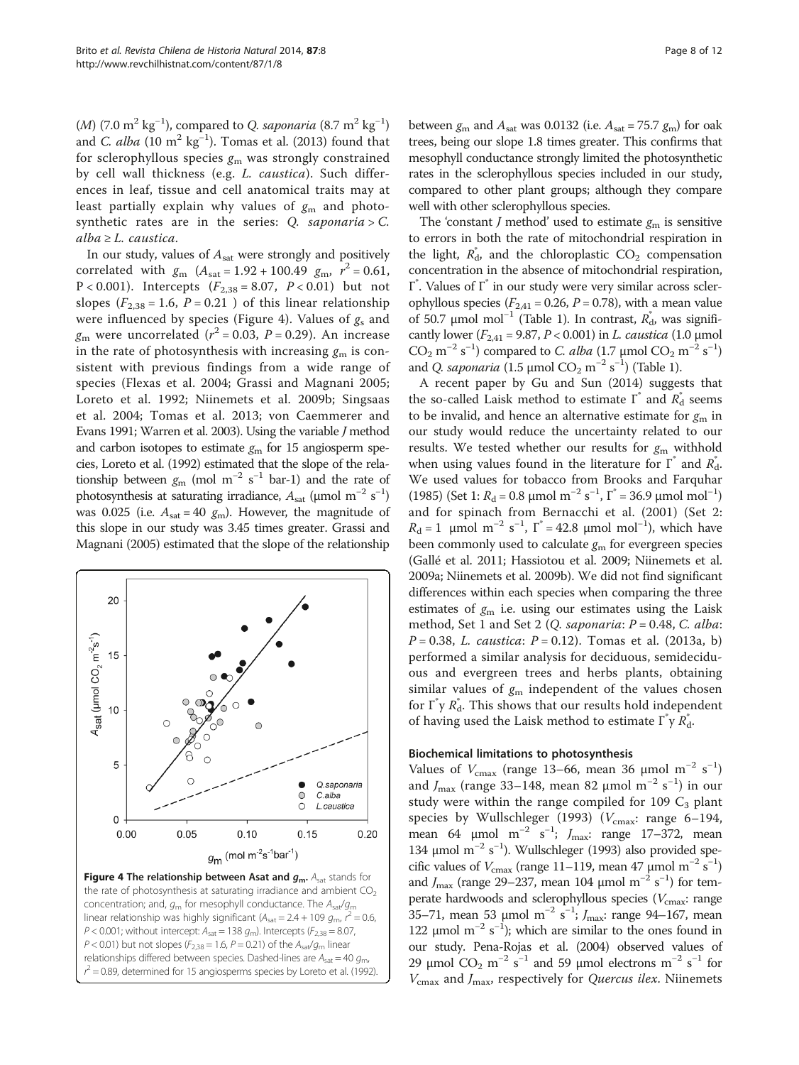($M$) (7.0 $m^2 kg^{-1}$), compared to *Q. saponaria* (8.7 $m^2 kg^{-1}$) and *C. alba* (10 $m^2 kg^{-1}$). Tomas et al. (2013) found that for sclerophyllous species $g_m$ was strongly constrained by cell wall thickness (e.g. *L. caustica*). Such differences in leaf, tissue and cell anatomical traits may at least partially explain why values of $g_m$ and photosynthetic rates are in the series: *Q. saponaria* > *C. alba* ≥ *L. caustica*.

In our study, values of $A_{sat}$ were strongly and positively correlated with $g_m$ ($A_{sat} = 1.92 + 100.49\ g_m$, $r^2 = 0.61$, $P < 0.001$). Intercepts ($F_{2,38} = 8.07$, $P < 0.01$) but not slopes ($F_{2,38} = 1.6$, $P = 0.21$) of this linear relationship were influenced by species (Figure 4). Values of $g_s$ and $g_m$ were uncorrelated ($r^2 = 0.03$, $P = 0.29$). An increase in the rate of photosynthesis with increasing $g_m$ is consistent with previous findings from a wide range of species (Flexas et al. 2004; Grassi and Magnani 2005; Loreto et al. 1992; Niinemets et al. 2009b; Singsaas et al. 2004; Tomas et al. 2013; von Caemmerer and Evans 1991; Warren et al. 2003). Using the variable $J$ method and carbon isotopes to estimate $g_m$ for 15 angiosperm species, Loreto et al. (1992) estimated that the slope of the relationship between $g_m$ (mol $m^{-2}$ $s^{-1}$ bar-1) and the rate of photosynthesis at saturating irradiance, $A_{sat}$ (μmol $m^{-2}$ $s^{-1}$) was 0.025 (i.e. $A_{sat} = 40\ g_m$). However, the magnitude of this slope in our study was 3.45 times greater. Grassi and Magnani (2005) estimated that the slope of the relationship between $g_m$ and $A_{sat}$ was 0.0132 (i.e. $A_{sat} = 75.7\ g_m$) for oak trees, being our slope 1.8 times greater. This confirms that mesophyll conductance strongly limited the photosynthetic rates in the sclerophyllous species included in our study, compared to other plant groups; although they compare well with other sclerophyllous species.

**Figure 4 The relationship between Asat and $g_m$.** $A_{sat}$ stands for the rate of photosynthesis at saturating irradiance and ambient $CO_2$ concentration; and, $g_m$ for mesophyll conductance. The $A_{sat}/g_m$ linear relationship was highly significant ($A_{sat} = 2.4 + 109\ g_m$, $r^2 = 0.6$, $P < 0.001$; without intercept: $A_{sat} = 138\ g_m$). Intercepts ($F_{2,38} = 8.07$, $P < 0.01$) but not slopes ($F_{2,38} = 1.6$, $P = 0.21$) of the $A_{sat}/g_m$ linear relationships differed between species. Dashed-lines are $A_{sat} = 40\ g_m$, $r^2 = 0.89$, determined for 15 angiosperms species by Loreto et al. (1992).

The 'constant $J$ method' used to estimate $g_m$ is sensitive to errors in both the rate of mitochondrial respiration in the light, $R_d^*$, and the chloroplastic $CO_2$ compensation concentration in the absence of mitochondrial respiration, $\Gamma^*$. Values of $\Gamma^*$ in our study were very similar across sclerophyllous species ($F_{2,41} = 0.26$, $P = 0.78$), with a mean value of 50.7 μmol $mol^{-1}$ (Table 1). In contrast, $R_d^*$, was significantly lower ($F_{2,41} = 9.87$, $P < 0.001$) in *L. caustica* (1.0 μmol $CO_2$ $m^{-2}$ $s^{-1}$) compared to *C. alba* (1.7 μmol $CO_2$ $m^{-2}$ $s^{-1}$) and *Q. saponaria* (1.5 μmol $CO_2$ $m^{-2}$ $s^{-1}$) (Table 1).

A recent paper by Gu and Sun (2014) suggests that the so-called Laisk method to estimate $\Gamma^*$ and $R_d^*$ seems to be invalid, and hence an alternative estimate for $g_m$ in our study would reduce the uncertainty related to our results. We tested whether our results for $g_m$ withhold when using values found in the literature for $\Gamma^*$ and $R_d^*$. We used values for tobacco from Brooks and Farquhar (1985) (Set 1: $R_d = 0.8$ μmol $m^{-2}$ $s^{-1}$, $\Gamma^* = 36.9$ μmol $mol^{-1}$) and for spinach from Bernacchi et al. (2001) (Set 2: $R_d = 1$ μmol $m^{-2}$ $s^{-1}$, $\Gamma^* = 42.8$ μmol $mol^{-1}$), which have been commonly used to calculate $g_m$ for evergreen species (Gallé et al. 2011; Hassiotou et al. 2009; Niinemets et al. 2009a; Niinemets et al. 2009b). We did not find significant differences within each species when comparing the three estimates of $g_m$ i.e. using our estimates using the Laisk method, Set 1 and Set 2 (*Q. saponaria*: $P = 0.48$, *C. alba*: $P = 0.38$, *L. caustica*: $P = 0.12$). Tomas et al. (2013a, b) performed a similar analysis for deciduous, semideciduous and evergreen trees and herbs plants, obtaining similar values of $g_m$ independent of the values chosen for $\Gamma^*$ y $R_d^*$. This shows that our results hold independent of having used the Laisk method to estimate $\Gamma^*$ y $R_d^*$.

### Biochemical limitations to photosynthesis

Values of $V_{cmax}$ (range 13–66, mean 36 μmol $m^{-2}$ $s^{-1}$) and $J_{max}$ (range 33–148, mean 82 μmol $m^{-2}$ $s^{-1}$) in our study were within the range compiled for 109 $C_3$ plant species by Wullschleger (1993) ($V_{cmax}$: range 6–194, mean 64 μmol $m^{-2}$ $s^{-1}$; $J_{max}$: range 17–372, mean 134 μmol $m^{-2}$ $s^{-1}$). Wullschleger (1993) also provided specific values of $V_{cmax}$ (range 11–119, mean 47 μmol $m^{-2}$ $s^{-1}$) and $J_{max}$ (range 29–237, mean 104 μmol $m^{-2}$ $s^{-1}$) for temperate hardwoods and sclerophyllous species ($V_{cmax}$: range 35–71, mean 53 μmol $m^{-2}$ $s^{-1}$; $J_{max}$: range 94–167, mean 122 μmol $m^{-2}$ $s^{-1}$); which are similar to the ones found in our study. Pena-Rojas et al. (2004) observed values of 29 μmol $CO_2$ $m^{-2}$ $s^{-1}$ and 59 μmol electrons $m^{-2}$ $s^{-1}$ for $V_{cmax}$ and $J_{max}$, respectively for *Quercus ilex*. Niinemets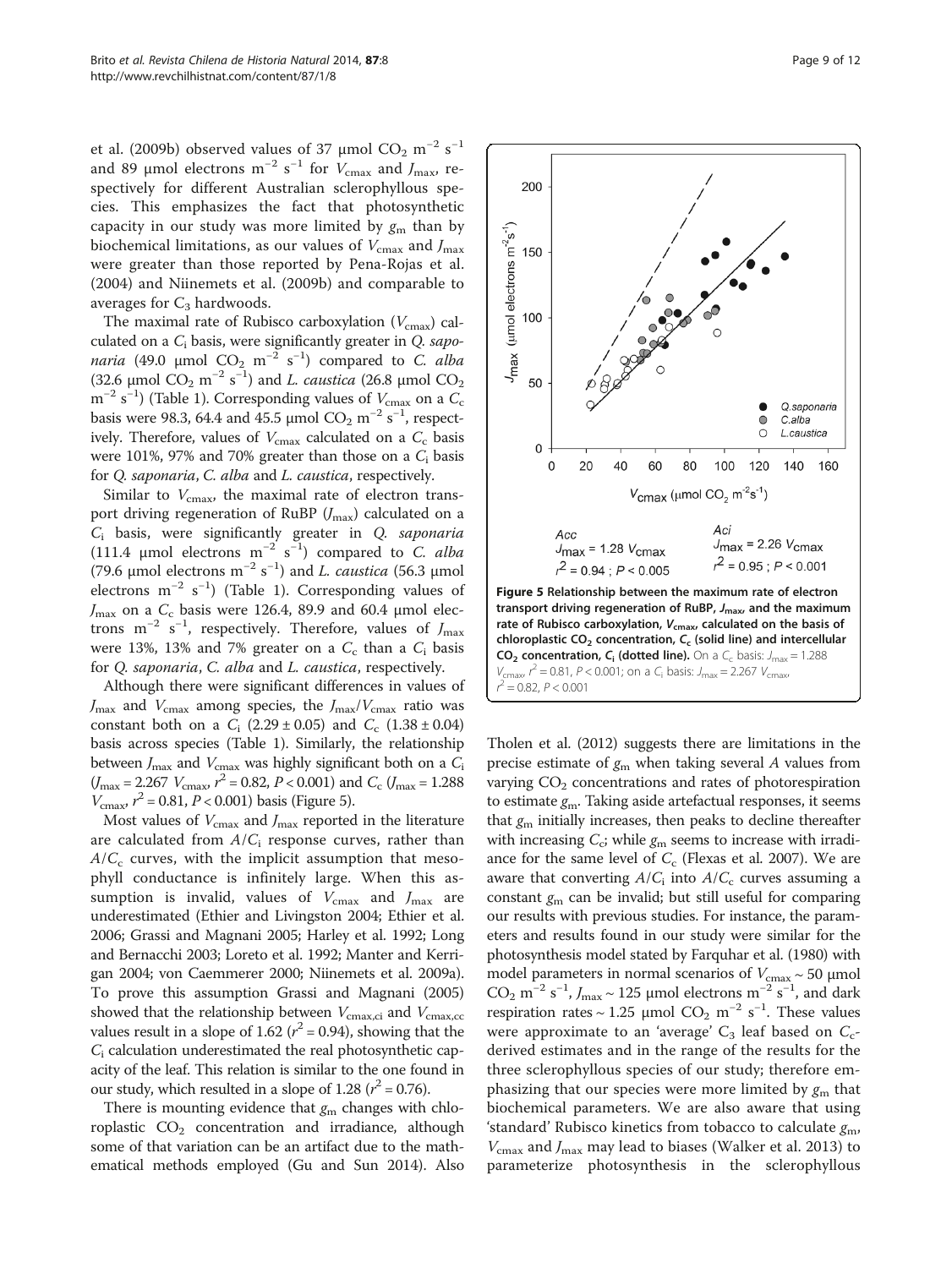et al. (2009b) observed values of 37 μmol $CO_2$ $m^{-2}$ $s^{-1}$ and 89 μmol electrons $m^{-2}$ $s^{-1}$ for $V_{cmax}$ and $J_{max}$, respectively for different Australian sclerophyllous species. This emphasizes the fact that photosynthetic capacity in our study was more limited by $g_m$ than by biochemical limitations, as our values of $V_{cmax}$ and $J_{max}$ were greater than those reported by Pena-Rojas et al. (2004) and Niinemets et al. (2009b) and comparable to averages for $C_3$ hardwoods.

The maximal rate of Rubisco carboxylation ($V_{cmax}$) calculated on a $C_i$ basis, were significantly greater in *Q. saponaria* (49.0 μmol $CO_2$ $m^{-2}$ $s^{-1}$) compared to *C. alba* (32.6 μmol $CO_2$ $m^{-2}$ $s^{-1}$) and *L. caustica* (26.8 μmol $CO_2$ $m^{-2}$ $s^{-1}$) (Table 1). Corresponding values of $V_{cmax}$ on a $C_c$ basis were 98.3, 64.4 and 45.5 μmol $CO_2$ $m^{-2}$ $s^{-1}$, respectively. Therefore, values of $V_{cmax}$ calculated on a $C_c$ basis were 101%, 97% and 70% greater than those on a $C_i$ basis for *Q. saponaria*, *C. alba* and *L. caustica*, respectively.

Similar to $V_{cmax}$, the maximal rate of electron transport driving regeneration of RuBP ($J_{max}$) calculated on a $C_i$ basis, were significantly greater in *Q. saponaria* (111.4 μmol electrons $m^{-2}$ $s^{-1}$) compared to *C. alba* (79.6 μmol electrons $m^{-2}$ $s^{-1}$) and *L. caustica* (56.3 μmol electrons $m^{-2}$ $s^{-1}$) (Table 1). Corresponding values of $J_{max}$ on a $C_c$ basis were 126.4, 89.9 and 60.4 μmol electrons $m^{-2}$ $s^{-1}$, respectively. Therefore, values of $J_{max}$ were 13%, 13% and 7% greater on a $C_c$ than a $C_i$ basis for *Q. saponaria*, *C. alba* and *L. caustica*, respectively.

Although there were significant differences in values of $J_{max}$ and $V_{cmax}$ among species, the $J_{max}/V_{cmax}$ ratio was constant both on a $C_i$ (2.29 ± 0.05) and $C_c$ (1.38 ± 0.04) basis across species (Table 1). Similarly, the relationship between $J_{max}$ and $V_{cmax}$ was highly significant both on a $C_i$ ($J_{max}$ = 2.267 $V_{cmax}$, $r^2$ = 0.82, $P$ < 0.001) and $C_c$ ($J_{max}$ = 1.288 $V_{cmax}$, $r^2$ = 0.81, $P$ < 0.001) basis (Figure 5).

Most values of $V_{cmax}$ and $J_{max}$ reported in the literature are calculated from $A/C_i$ response curves, rather than $A/C_c$ curves, with the implicit assumption that mesophyll conductance is infinitely large. When this assumption is invalid, values of $V_{cmax}$ and $J_{max}$ are underestimated (Ethier and Livingston 2004; Ethier et al. 2006; Grassi and Magnani 2005; Harley et al. 1992; Long and Bernacchi 2003; Loreto et al. 1992; Manter and Kerrigan 2004; von Caemmerer 2000; Niinemets et al. 2009a). To prove this assumption Grassi and Magnani (2005) showed that the relationship between $V_{cmax,ci}$ and $V_{cmax,cc}$ values result in a slope of 1.62 ($r^2$ = 0.94), showing that the $C_i$ calculation underestimated the real photosynthetic capacity of the leaf. This relation is similar to the one found in our study, which resulted in a slope of 1.28 ($r^2$ = 0.76).

There is mounting evidence that $g_m$ changes with chloroplastic $CO_2$ concentration and irradiance, although some of that variation can be an artifact due to the mathematical methods employed (Gu and Sun 2014). Also Tholen et al. (2012) suggests there are limitations in the precise estimate of $g_m$ when taking several $A$ values from varying $CO_2$ concentrations and rates of photorespiration to estimate $g_m$. Taking aside artefactual responses, it seems that $g_m$ initially increases, then peaks to decline thereafter with increasing $C_c$; while $g_m$ seems to increase with irradiance for the same level of $C_c$ (Flexas et al. 2007). We are aware that converting $A/C_i$ into $A/C_c$ curves assuming a constant $g_m$ can be invalid; but still useful for comparing our results with previous studies. For instance, the parameters and results found in our study were similar for the photosynthesis model stated by Farquhar et al. (1980) with model parameters in normal scenarios of $V_{cmax}$ ~ 50 μmol $CO_2$ $m^{-2}$ $s^{-1}$, $J_{max}$ ~ 125 μmol electrons $m^{-2}$ $s^{-1}$, and dark respiration rates ~ 1.25 μmol $CO_2$ $m^{-2}$ $s^{-1}$. These values were approximate to an 'average' $C_3$ leaf based on $C_c$-derived estimates and in the range of the results for the three sclerophyllous species of our study; therefore emphasizing that our species were more limited by $g_m$ that biochemical parameters. We are also aware that using 'standard' Rubisco kinetics from tobacco to calculate $g_m$, $V_{cmax}$ and $J_{max}$ may lead to biases (Walker et al. 2013) to parameterize photosynthesis in the sclerophyllous

**Figure 5 Relationship between the maximum rate of electron transport driving regeneration of RuBP, $J_{max}$, and the maximum rate of Rubisco carboxylation, $V_{cmax}$, calculated on the basis of chloroplastic $CO_2$ concentration, $C_c$ (solid line) and intercellular $CO_2$ concentration, $C_i$ (dotted line).** On a $C_c$ basis: $J_{max}$ = 1.288 $V_{cmax}$, $r^2$ = 0.81, $P$ < 0.001; on a $C_i$ basis: $J_{max}$ = 2.267 $V_{cmax}$, $r^2$ = 0.82, $P$ < 0.001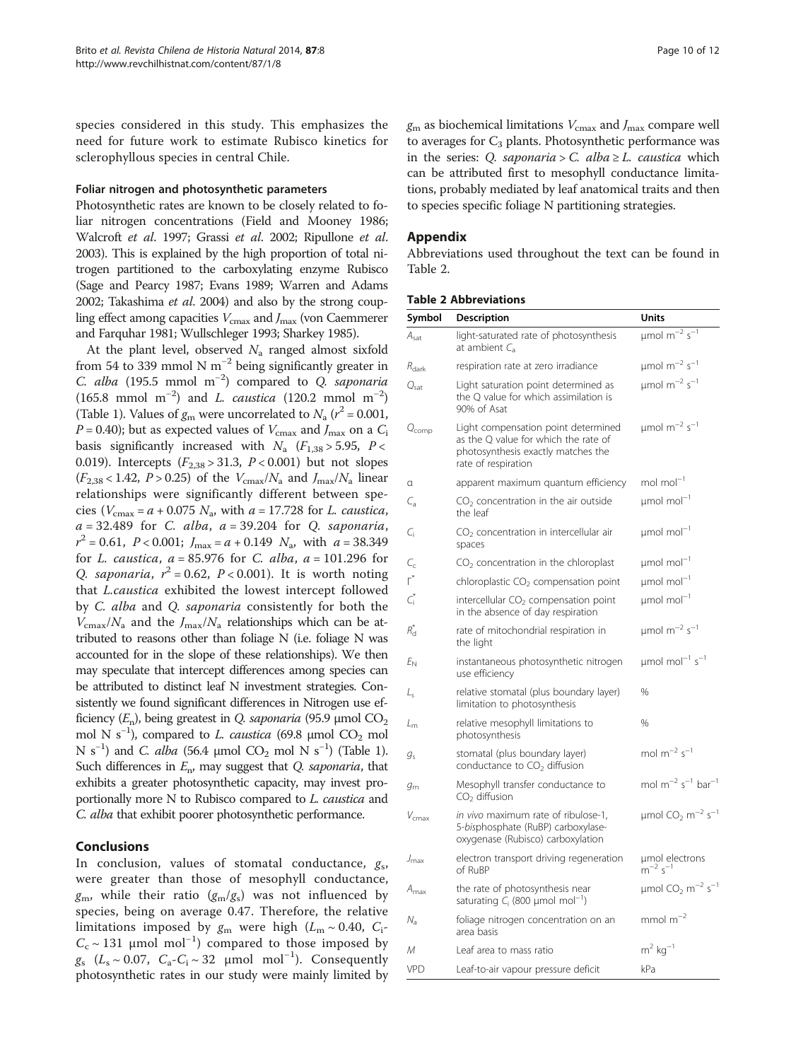species considered in this study. This emphasizes the need for future work to estimate Rubisco kinetics for sclerophyllous species in central Chile.

#### Foliar nitrogen and photosynthetic parameters

Photosynthetic rates are known to be closely related to foliar nitrogen concentrations (Field and Mooney 1986; Walcroft *et al*. 1997; Grassi *et al*. 2002; Ripullone *et al*. 2003). This is explained by the high proportion of total nitrogen partitioned to the carboxylating enzyme Rubisco (Sage and Pearcy 1987; Evans 1989; Warren and Adams 2002; Takashima *et al*. 2004) and also by the strong coupling effect among capacities $V_{cmax}$ and $J_{max}$ (von Caemmerer and Farquhar 1981; Wullschleger 1993; Sharkey 1985).

At the plant level, observed $N_a$ ranged almost sixfold from 54 to 339 mmol N $m^{-2}$ being significantly greater in *C. alba* (195.5 mmol $m^{-2}$) compared to *Q. saponaria* (165.8 mmol $m^{-2}$) and *L. caustica* (120.2 mmol $m^{-2}$) (Table 1). Values of $g_m$ were uncorrelated to $N_a$ ($r^2 = 0.001$, $P = 0.40$); but as expected values of $V_{cmax}$ and $J_{max}$ on a $C_i$ basis significantly increased with $N_a$ ($F_{1,38} > 5.95$, $P < 0.019$). Intercepts ($F_{2,38} > 31.3$, $P < 0.001$) but not slopes ($F_{2,38} < 1.42$, $P > 0.25$) of the $V_{cmax}/N_a$ and $J_{max}/N_a$ linear relationships were significantly different between species ($V_{cmax} = a + 0.075\ N_a$, with $a = 17.728$ for *L. caustica*, $a = 32.489$ for *C. alba*, $a = 39.204$ for *Q. saponaria*, $r^2 = 0.61$, $P < 0.001$; $J_{max} = a + 0.149\ N_a$, with $a = 38.349$ for *L. caustica*, $a = 85.976$ for *C. alba*, $a = 101.296$ for *Q. saponaria*, $r^2 = 0.62$, $P < 0.001$). It is worth noting that *L.caustica* exhibited the lowest intercept followed by *C. alba* and *Q. saponaria* consistently for both the $V_{cmax}/N_a$ and the $J_{max}/N_a$ relationships which can be attributed to reasons other than foliage N (i.e. foliage N was accounted for in the slope of these relationships). We then may speculate that intercept differences among species can be attributed to distinct leaf N investment strategies. Consistently we found significant differences in Nitrogen use efficiency ($E_n$), being greatest in *Q. saponaria* (95.9 μmol $CO_2$ mol N $s^{-1}$), compared to *L. caustica* (69.8 μmol $CO_2$ mol N $s^{-1}$) and *C. alba* (56.4 μmol $CO_2$ mol N $s^{-1}$) (Table 1). Such differences in $E_n$, may suggest that *Q. saponaria*, that exhibits a greater photosynthetic capacity, may invest proportionally more N to Rubisco compared to *L. caustica* and *C. alba* that exhibit poorer photosynthetic performance.

## Conclusions

In conclusion, values of stomatal conductance, $g_s$, were greater than those of mesophyll conductance, $g_m$, while their ratio ($g_m/g_s$) was not influenced by species, being on average 0.47. Therefore, the relative limitations imposed by $g_m$ were high ($L_m \sim 0.40$, $C_i$-$C_c \sim 131$ μmol $mol^{-1}$) compared to those imposed by $g_s$ ($L_s \sim 0.07$, $C_a$-$C_i \sim 32$ μmol $mol^{-1}$). Consequently photosynthetic rates in our study were mainly limited by $g_m$ as biochemical limitations $V_{cmax}$ and $J_{max}$ compare well to averages for $C_3$ plants. Photosynthetic performance was in the series: *Q. saponaria* > *C. alba* ≥ *L. caustica* which can be attributed first to mesophyll conductance limitations, probably mediated by leaf anatomical traits and then to species specific foliage N partitioning strategies.

## Appendix

Abbreviations used throughout the text can be found in Table 2.

**Table 2 Abbreviations**

| Symbol | Description | Units |
|---|---|---|
| $A_{sat}$ | light-saturated rate of photosynthesis at ambient $C_a$ | μmol $m^{-2}$ $s^{-1}$ |
| $R_{dark}$ | respiration rate at zero irradiance | μmol $m^{-2}$ $s^{-1}$ |
| $Q_{sat}$ | Light saturation point determined as the Q value for which assimilation is 90% of Asat | μmol $m^{-2}$ $s^{-1}$ |
| $Q_{comp}$ | Light compensation point determined as the Q value for which the rate of photosynthesis exactly matches the rate of respiration | μmol $m^{-2}$ $s^{-1}$ |
| α | apparent maximum quantum efficiency | mol $mol^{-1}$ |
| $C_a$ | $CO_2$ concentration in the air outside the leaf | μmol $mol^{-1}$ |
| $C_i$ | $CO_2$ concentration in intercellular air spaces | μmol $mol^{-1}$ |
| $C_c$ | $CO_2$ concentration in the chloroplast | μmol $mol^{-1}$ |
| $\Gamma^*$ | chloroplastic $CO_2$ compensation point | μmol $mol^{-1}$ |
| $C_i^*$ | intercellular $CO_2$ compensation point in the absence of day respiration | μmol $mol^{-1}$ |
| $R_d^*$ | rate of mitochondrial respiration in the light | μmol $m^{-2}$ $s^{-1}$ |
| $E_N$ | instantaneous photosynthetic nitrogen use efficiency | μmol $mol^{-1}$ $s^{-1}$ |
| $L_s$ | relative stomatal (plus boundary layer) limitation to photosynthesis | % |
| $L_m$ | relative mesophyll limitations to photosynthesis | % |
| $g_s$ | stomatal (plus boundary layer) conductance to $CO_2$ diffusion | mol $m^{-2}$ $s^{-1}$ |
| $g_m$ | Mesophyll transfer conductance to $CO_2$ diffusion | mol $m^{-2}$ $s^{-1}$ $bar^{-1}$ |
| $V_{cmax}$ | *in vivo* maximum rate of ribulose-1, 5-*bis*phosphate (RuBP) carboxylase-oxygenase (Rubisco) carboxylation | μmol $CO_2$ $m^{-2}$ $s^{-1}$ |
| $J_{max}$ | electron transport driving regeneration of RuBP | μmol electrons $m^{-2}$ $s^{-1}$ |
| $A_{max}$ | the rate of photosynthesis near saturating $C_i$ (800 μmol $mol^{-1}$) | μmol $CO_2$ $m^{-2}$ $s^{-1}$ |
| $N_a$ | foliage nitrogen concentration on an area basis | mmol $m^{-2}$ |
| M | Leaf area to mass ratio | $m^2$ $kg^{-1}$ |
| VPD | Leaf-to-air vapour pressure deficit | kPa |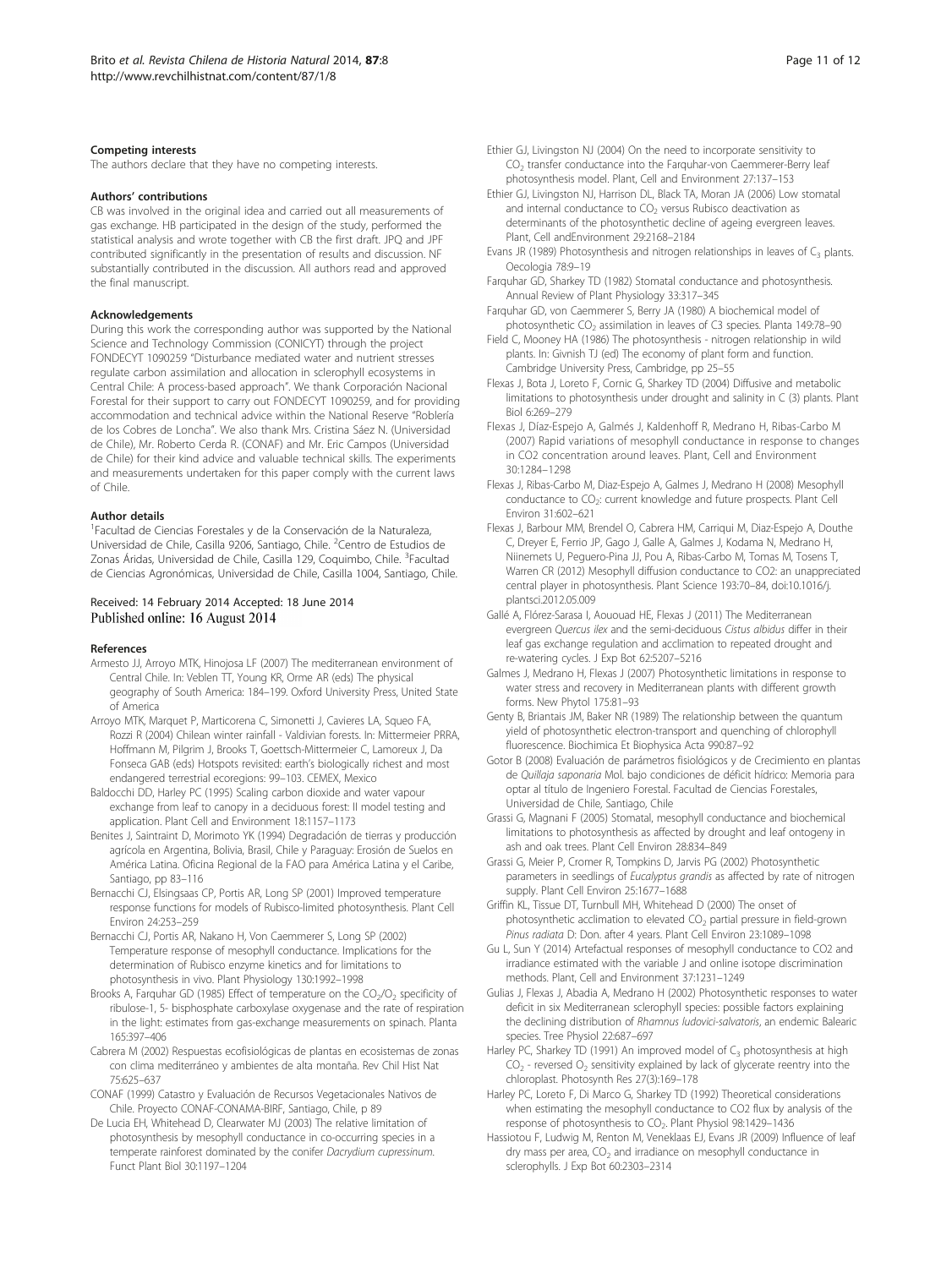### Competing interests

The authors declare that they have no competing interests.

### Authors' contributions

CB was involved in the original idea and carried out all measurements of gas exchange. HB participated in the design of the study, performed the statistical analysis and wrote together with CB the first draft. JPQ and JPF contributed significantly in the presentation of results and discussion. NF substantially contributed in the discussion. All authors read and approved the final manuscript.

### Acknowledgements

During this work the corresponding author was supported by the National Science and Technology Commission (CONICYT) through the project FONDECYT 1090259 "Disturbance mediated water and nutrient stresses regulate carbon assimilation and allocation in sclerophyll ecosystems in Central Chile: A process-based approach". We thank Corporación Nacional Forestal for their support to carry out FONDECYT 1090259, and for providing accommodation and technical advice within the National Reserve "Roblería de los Cobres de Loncha". We also thank Mrs. Cristina Sáez N. (Universidad de Chile), Mr. Roberto Cerda R. (CONAF) and Mr. Eric Campos (Universidad de Chile) for their kind advice and valuable technical skills. The experiments and measurements undertaken for this paper comply with the current laws of Chile.

### Author details

[1]Facultad de Ciencias Forestales y de la Conservación de la Naturaleza, Universidad de Chile, Casilla 9206, Santiago, Chile. [2]Centro de Estudios de Zonas Áridas, Universidad de Chile, Casilla 129, Coquimbo, Chile. [3]Facultad de Ciencias Agronómicas, Universidad de Chile, Casilla 1004, Santiago, Chile.

Received: 14 February 2014 Accepted: 18 June 2014
Published online: 16 August 2014

### References

Armesto JJ, Arroyo MTK, Hinojosa LF (2007) The mediterranean environment of Central Chile. In: Veblen TT, Young KR, Orme AR (eds) The physical geography of South America: 184–199. Oxford University Press, United State of America

Arroyo MTK, Marquet P, Marticorena C, Simonetti J, Cavieres LA, Squeo FA, Rozzi R (2004) Chilean winter rainfall - Valdivian forests. In: Mittermeier PRRA, Hoffmann M, Pilgrim J, Brooks T, Goettsch-Mittermeier C, Lamoreux J, Da Fonseca GAB (eds) Hotspots revisited: earth's biologically richest and most endangered terrestrial ecoregions: 99–103. CEMEX, Mexico

Baldocchi DD, Harley PC (1995) Scaling carbon dioxide and water vapour exchange from leaf to canopy in a deciduous forest: II model testing and application. Plant Cell and Environment 18:1157–1173

Benites J, Saintraint D, Morimoto YK (1994) Degradación de tierras y producción agrícola en Argentina, Bolivia, Brasil, Chile y Paraguay: Erosión de Suelos en América Latina. Oficina Regional de la FAO para América Latina y el Caribe, Santiago, pp 83–116

Bernacchi CJ, Elsingsaas CP, Portis AR, Long SP (2001) Improved temperature response functions for models of Rubisco-limited photosynthesis. Plant Cell Environ 24:253–259

Bernacchi CJ, Portis AR, Nakano H, Von Caemmerer S, Long SP (2002) Temperature response of mesophyll conductance. Implications for the determination of Rubisco enzyme kinetics and for limitations to photosynthesis in vivo. Plant Physiology 130:1992–1998

Brooks A, Farquhar GD (1985) Effect of temperature on the $CO_2/O_2$ specificity of ribulose-1, 5- bisphosphate carboxylase oxygenase and the rate of respiration in the light: estimates from gas-exchange measurements on spinach. Planta 165:397–406

Cabrera M (2002) Respuestas ecofisiológicas de plantas en ecosistemas de zonas con clima mediterráneo y ambientes de alta montaña. Rev Chil Hist Nat 75:625–637

CONAF (1999) Catastro y Evaluación de Recursos Vegetacionales Nativos de Chile. Proyecto CONAF-CONAMA-BIRF, Santiago, Chile, p 89

De Lucia EH, Whitehead D, Clearwater MJ (2003) The relative limitation of photosynthesis by mesophyll conductance in co-occurring species in a temperate rainforest dominated by the conifer *Dacrydium cupressinum*. Funct Plant Biol 30:1197–1204

Ethier GJ, Livingston NJ (2004) On the need to incorporate sensitivity to $CO_2$ transfer conductance into the Farquhar-von Caemmerer-Berry leaf photosynthesis model. Plant, Cell and Environment 27:137–153

Ethier GJ, Livingston NJ, Harrison DL, Black TA, Moran JA (2006) Low stomatal and internal conductance to $CO_2$ versus Rubisco deactivation as determinants of the photosynthetic decline of ageing evergreen leaves. Plant, Cell andEnvironment 29:2168–2184

Evans JR (1989) Photosynthesis and nitrogen relationships in leaves of $C_3$ plants. Oecologia 78:9–19

Farquhar GD, Sharkey TD (1982) Stomatal conductance and photosynthesis. Annual Review of Plant Physiology 33:317–345

Farquhar GD, von Caemmerer S, Berry JA (1980) A biochemical model of photosynthetic $CO_2$ assimilation in leaves of C3 species. Planta 149:78–90

Field C, Mooney HA (1986) The photosynthesis - nitrogen relationship in wild plants. In: Givnish TJ (ed) The economy of plant form and function. Cambridge University Press, Cambridge, pp 25–55

Flexas J, Bota J, Loreto F, Cornic G, Sharkey TD (2004) Diffusive and metabolic limitations to photosynthesis under drought and salinity in C (3) plants. Plant Biol 6:269–279

Flexas J, Díaz-Espejo A, Galmés J, Kaldenhoff R, Medrano H, Ribas-Carbo M (2007) Rapid variations of mesophyll conductance in response to changes in CO2 concentration around leaves. Plant, Cell and Environment 30:1284–1298

Flexas J, Ribas-Carbo M, Diaz-Espejo A, Galmes J, Medrano H (2008) Mesophyll conductance to $CO_2$: current knowledge and future prospects. Plant Cell Environ 31:602–621

Flexas J, Barbour MM, Brendel O, Cabrera HM, Carriqui M, Diaz-Espejo A, Douthe C, Dreyer E, Ferrio JP, Gago J, Galle A, Galmes J, Kodama N, Medrano H, Niinemets U, Peguero-Pina JJ, Pou A, Ribas-Carbo M, Tomas M, Tosens T, Warren CR (2012) Mesophyll diffusion conductance to CO2: an unappreciated central player in photosynthesis. Plant Science 193:70–84, doi:10.1016/j.plantsci.2012.05.009

Gallé A, Flórez-Sarasa I, Aououad HE, Flexas J (2011) The Mediterranean evergreen *Quercus ilex* and the semi-deciduous *Cistus albidus* differ in their leaf gas exchange regulation and acclimation to repeated drought and re-watering cycles. J Exp Bot 62:5207–5216

Galmes J, Medrano H, Flexas J (2007) Photosynthetic limitations in response to water stress and recovery in Mediterranean plants with different growth forms. New Phytol 175:81–93

Genty B, Briantais JM, Baker NR (1989) The relationship between the quantum yield of photosynthetic electron-transport and quenching of chlorophyll fluorescence. Biochimica Et Biophysica Acta 990:87–92

Gotor B (2008) Evaluación de parámetros fisiológicos y de Crecimiento en plantas de *Quillaja saponaria* Mol. bajo condiciones de déficit hídrico: Memoria para optar al título de Ingeniero Forestal. Facultad de Ciencias Forestales, Universidad de Chile, Santiago, Chile

Grassi G, Magnani F (2005) Stomatal, mesophyll conductance and biochemical limitations to photosynthesis as affected by drought and leaf ontogeny in ash and oak trees. Plant Cell Environ 28:834–849

Grassi G, Meier P, Cromer R, Tompkins D, Jarvis PG (2002) Photosynthetic parameters in seedlings of *Eucalyptus grandis* as affected by rate of nitrogen supply. Plant Cell Environ 25:1677–1688

Griffin KL, Tissue DT, Turnbull MH, Whitehead D (2000) The onset of photosynthetic acclimation to elevated $CO_2$ partial pressure in field-grown *Pinus radiata* D: Don. after 4 years. Plant Cell Environ 23:1089–1098

Gu L, Sun Y (2014) Artefactual responses of mesophyll conductance to CO2 and irradiance estimated with the variable J and online isotope discrimination methods. Plant, Cell and Environment 37:1231–1249

Gulias J, Flexas J, Abadia A, Medrano H (2002) Photosynthetic responses to water deficit in six Mediterranean sclerophyll species: possible factors explaining the declining distribution of *Rhamnus ludovici-salvatoris*, an endemic Balearic species. Tree Physiol 22:687–697

Harley PC, Sharkey TD (1991) An improved model of $C_3$ photosynthesis at high $CO_2$ - reversed $O_2$ sensitivity explained by lack of glycerate reentry into the chloroplast. Photosynth Res 27(3):169–178

Harley PC, Loreto F, Di Marco G, Sharkey TD (1992) Theoretical considerations when estimating the mesophyll conductance to CO2 flux by analysis of the response of photosynthesis to $CO_2$. Plant Physiol 98:1429–1436

Hassiotou F, Ludwig M, Renton M, Veneklaas EJ, Evans JR (2009) Influence of leaf dry mass per area, $CO_2$ and irradiance on mesophyll conductance in sclerophylls. J Exp Bot 60:2303–2314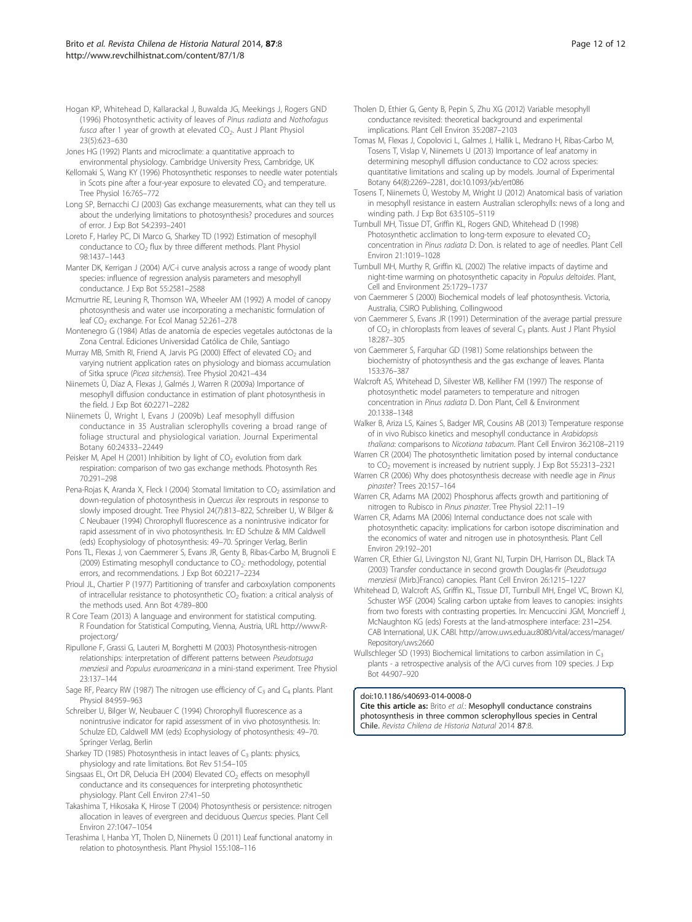Hogan KP, Whitehead D, Kallarackal J, Buwalda JG, Meekings J, Rogers GND (1996) Photosynthetic activity of leaves of *Pinus radiata* and *Nothofagus fusca* after 1 year of growth at elevated $CO_2$. Aust J Plant Physiol 23(5):623–630

Jones HG (1992) Plants and microclimate: a quantitative approach to environmental physiology. Cambridge University Press, Cambridge, UK

Kellomaki S, Wang KY (1996) Photosynthetic responses to needle water potentials in Scots pine after a four-year exposure to elevated $CO_2$ and temperature. Tree Physiol 16:765–772

Long SP, Bernacchi CJ (2003) Gas exchange measurements, what can they tell us about the underlying limitations to photosynthesis? procedures and sources of error. J Exp Bot 54:2393–2401

Loreto F, Harley PC, Di Marco G, Sharkey TD (1992) Estimation of mesophyll conductance to $CO_2$ flux by three different methods. Plant Physiol 98:1437–1443

Manter DK, Kerrigan J (2004) A/C-i curve analysis across a range of woody plant species: influence of regression analysis parameters and mesophyll conductance. J Exp Bot 55:2581–2588

Mcmurtrie RE, Leuning R, Thomson WA, Wheeler AM (1992) A model of canopy photosynthesis and water use incorporating a mechanistic formulation of leaf $CO_2$ exchange. For Ecol Manag 52:261–278

Montenegro G (1984) Atlas de anatomía de especies vegetales autóctonas de la Zona Central. Ediciones Universidad Católica de Chile, Santiago

Murray MB, Smith RI, Friend A, Jarvis PG (2000) Effect of elevated $CO_2$ and varying nutrient application rates on physiology and biomass accumulation of Sitka spruce (*Picea sitchensis*). Tree Physiol 20:421–434

Niinemets Ü, Díaz A, Flexas J, Galmés J, Warren R (2009a) Importance of mesophyll diffusion conductance in estimation of plant photosynthesis in the field. J Exp Bot 60:2271–2282

Niinemets Ü, Wright I, Evans J (2009b) Leaf mesophyll diffusion conductance in 35 Australian sclerophylls covering a broad range of foliage structural and physiological variation. Journal Experimental Botany 60:24333–22449

Peisker M, Apel H (2001) Inhibition by light of $CO_2$ evolution from dark respiration: comparison of two gas exchange methods. Photosynth Res 70:291–298

Pena-Rojas K, Aranda X, Fleck I (2004) Stomatal limitation to $CO_2$ assimilation and down-regulation of photosynthesis in *Quercus ilex* resprouts in response to slowly imposed drought. Tree Physiol 24(7):813–822, Schreiber U, W Bilger & C Neubauer (1994) Chrorophyll fluorescence as a nonintrusive indicator for rapid assessment of in vivo photosynthesis. In: ED Schulze & MM Caldwell (eds) Ecophysiology of photosynthesis: 49–70. Springer Verlag, Berlin

Pons TL, Flexas J, von Caemmerer S, Evans JR, Genty B, Ribas-Carbo M, Brugnoli E (2009) Estimating mesophyll conductance to $CO_2$: methodology, potential errors, and recommendations. J Exp Bot 60:2217–2234

Prioul JL, Chartier P (1977) Partitioning of transfer and carboxylation components of intracellular resistance to photosynthetic $CO_2$ fixation: a critical analysis of the methods used. Ann Bot 4:789–800

R Core Team (2013) A language and environment for statistical computing. R Foundation for Statistical Computing, Vienna, Austria, URL http://www.R-project.org/

Ripullone F, Grassi G, Lauteri M, Borghetti M (2003) Photosynthesis-nitrogen relationships: interpretation of different patterns between *Pseudotsuga menziesii* and *Populus euroamericana* in a mini-stand experiment. Tree Physiol 23:137–144

Sage RF, Pearcy RW (1987) The nitrogen use efficiency of $C_3$ and $C_4$ plants. Plant Physiol 84:959–963

Schreiber U, Bilger W, Neubauer C (1994) Chrorophyll fluorescence as a nonintrusive indicator for rapid assessment of in vivo photosynthesis. In: Schulze ED, Caldwell MM (eds) Ecophysiology of photosynthesis: 49–70. Springer Verlag, Berlin

Sharkey TD (1985) Photosynthesis in intact leaves of $C_3$ plants: physics, physiology and rate limitations. Bot Rev 51:54–105

Singsaas EL, Ort DR, Delucia EH (2004) Elevated $CO_2$ effects on mesophyll conductance and its consequences for interpreting photosynthetic physiology. Plant Cell Environ 27:41–50

Takashima T, Hikosaka K, Hirose T (2004) Photosynthesis or persistence: nitrogen allocation in leaves of evergreen and deciduous *Quercus* species. Plant Cell Environ 27:1047–1054

Terashima I, Hanba YT, Tholen D, Niinemets Ü (2011) Leaf functional anatomy in relation to photosynthesis. Plant Physiol 155:108–116

Tholen D, Ethier G, Genty B, Pepin S, Zhu XG (2012) Variable mesophyll conductance revisited: theoretical background and experimental implications. Plant Cell Environ 35:2087–2103

Tomas M, Flexas J, Copolovici L, Galmes J, Hallik L, Medrano H, Ribas-Carbo M, Tosens T, Vislap V, Niinemets U (2013) Importance of leaf anatomy in determining mesophyll diffusion conductance to CO2 across species: quantitative limitations and scaling up by models. Journal of Experimental Botany 64(8):2269–2281, doi:10.1093/jxb/ert086

Tosens T, Niinemets Ü, Westoby M, Wright IJ (2012) Anatomical basis of variation in mesophyll resistance in eastern Australian sclerophylls: news of a long and winding path. J Exp Bot 63:5105–5119

Turnbull MH, Tissue DT, Griffin KL, Rogers GND, Whitehead D (1998) Photosynthetic acclimation to long-term exposure to elevated $CO_2$ concentration in *Pinus radiata* D: Don. is related to age of needles. Plant Cell Environ 21:1019–1028

Turnbull MH, Murthy R, Griffin KL (2002) The relative impacts of daytime and night-time warming on photosynthetic capacity in *Populus deltoides*. Plant, Cell and Environment 25:1729–1737

von Caemmerer S (2000) Biochemical models of leaf photosynthesis. Victoria, Australia, CSIRO Publishing, Collingwood

von Caemmerer S, Evans JR (1991) Determination of the average partial pressure of $CO_2$ in chloroplasts from leaves of several $C_3$ plants. Aust J Plant Physiol 18:287–305

von Caemmerer S, Farquhar GD (1981) Some relationships between the biochemistry of photosynthesis and the gas exchange of leaves. Planta 153:376–387

Walcroft AS, Whitehead D, Silvester WB, Kelliher FM (1997) The response of photosynthetic model parameters to temperature and nitrogen concentration in *Pinus radiata* D. Don Plant, Cell & Environment 20:1338–1348

Walker B, Ariza LS, Kaines S, Badger MR, Cousins AB (2013) Temperature response of in vivo Rubisco kinetics and mesophyll conductance in *Arabidopsis thaliana*: comparisons to *Nicotiana tabacum*. Plant Cell Environ 36:2108–2119

Warren CR (2004) The photosynthetic limitation posed by internal conductance to $CO_2$ movement is increased by nutrient supply. J Exp Bot 55:2313–2321

Warren CR (2006) Why does photosynthesis decrease with needle age in *Pinus pinaster*? Trees 20:157–164

Warren CR, Adams MA (2002) Phosphorus affects growth and partitioning of nitrogen to Rubisco in *Pinus pinaster*. Tree Physiol 22:11–19

Warren CR, Adams MA (2006) Internal conductance does not scale with photosynthetic capacity: implications for carbon isotope discrimination and the economics of water and nitrogen use in photosynthesis. Plant Cell Environ 29:192–201

Warren CR, Ethier GJ, Livingston NJ, Grant NJ, Turpin DH, Harrison DL, Black TA (2003) Transfer conductance in second growth Douglas-fir (*Pseudotsuga menziesii* (Mirb.)Franco) canopies. Plant Cell Environ 26:1215–1227

Whitehead D, Walcroft AS, Griffin KL, Tissue DT, Turnbull MH, Engel VC, Brown KJ, Schuster WSF (2004) Scaling carbon uptake from leaves to canopies: insights from two forests with contrasting properties. In: Mencuccini JGM, Moncrieff J, McNaughton KG (eds) Forests at the land-atmosphere interface: 231–254. CAB International, U.K. CABI. http://arrow.uws.edu.au:8080/vital/access/manager/Repository/uws:2660

Wullschleger SD (1993) Biochemical limitations to carbon assimilation in $C_3$ plants - a retrospective analysis of the A/Ci curves from 109 species. J Exp Bot 44:907–920

doi:10.1186/s40693-014-0008-0

**Cite this article as:** Brito *et al.*: Mesophyll conductance constrains photosynthesis in three common sclerophyllous species in Central Chile. *Revista Chilena de Historia Natural* 2014 **87**:8.